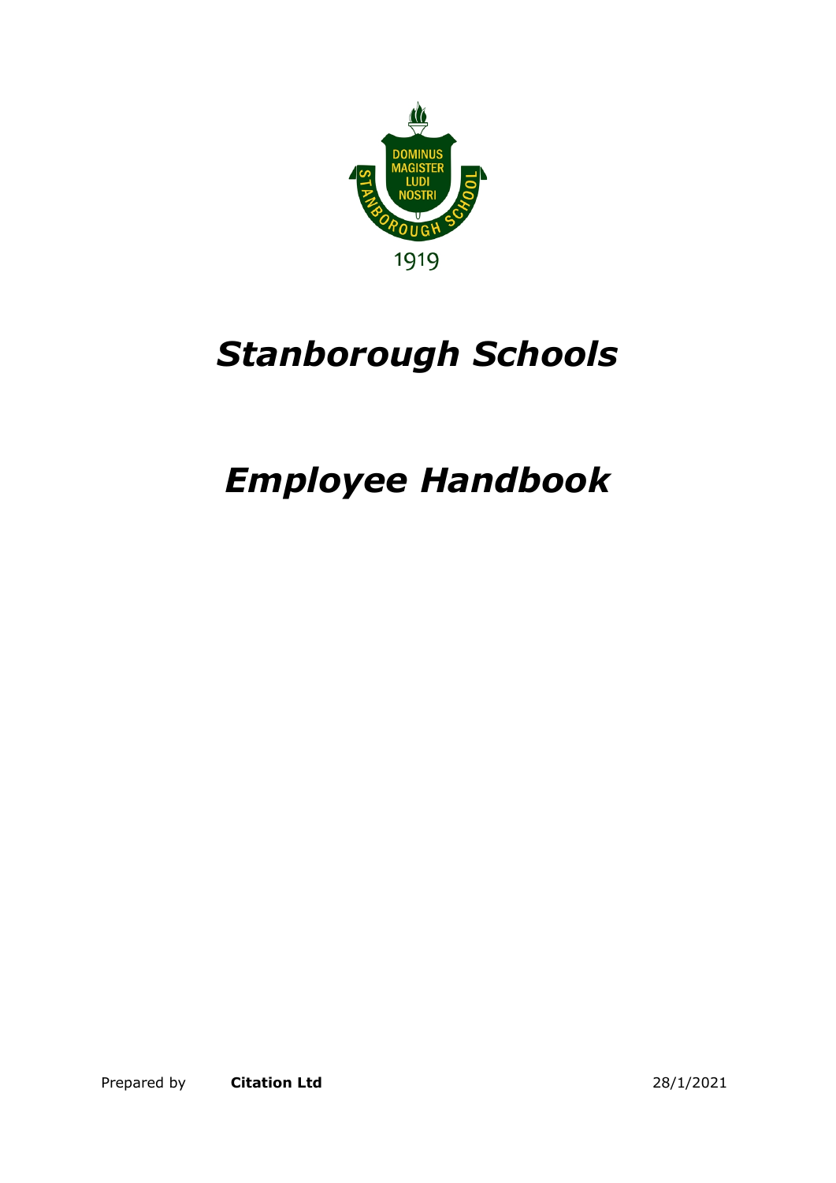# *Stanborough Schools*

# *Employee Handbook*

Prepared by **Citation Ltd** 28/1/2021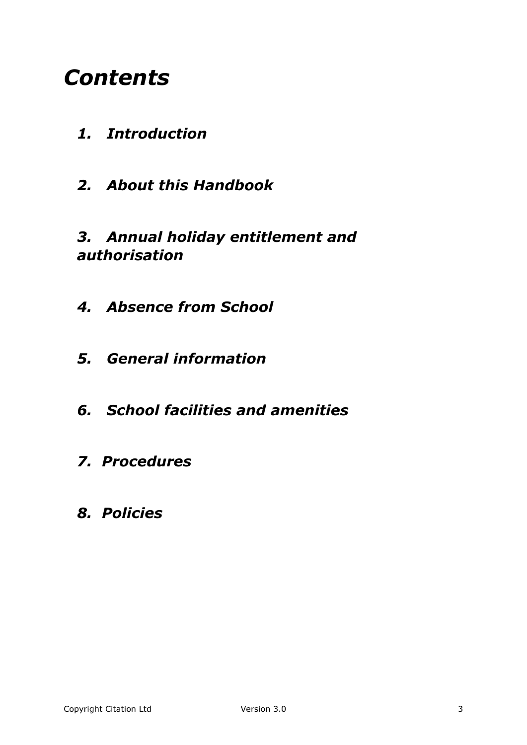# *Contents*

1. ***Introduction***
2. ***About this Handbook***
3. ***Annual holiday entitlement and authorisation***
4. ***Absence from School***
5. ***General information***
6. ***School facilities and amenities***
7. ***Procedures***
8. ***Policies***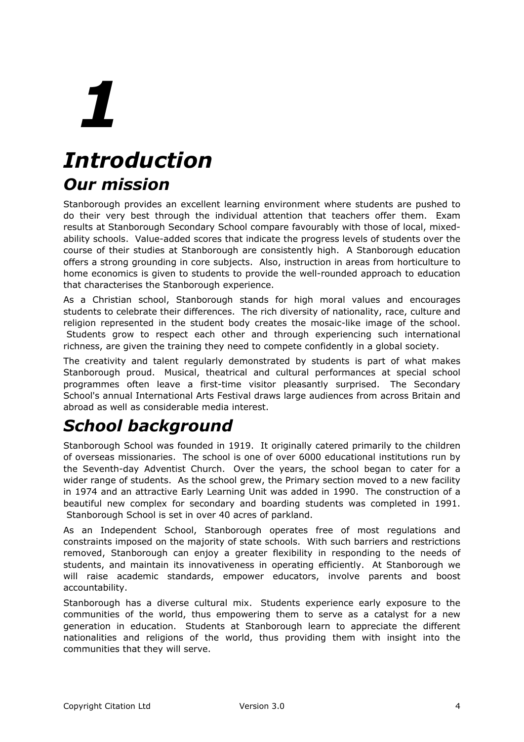// 1

# Introduction

## Our mission

Stanborough provides an excellent learning environment where students are pushed to do their very best through the individual attention that teachers offer them. Exam results at Stanborough Secondary School compare favourably with those of local, mixed-ability schools. Value-added scores that indicate the progress levels of students over the course of their studies at Stanborough are consistently high. A Stanborough education offers a strong grounding in core subjects. Also, instruction in areas from horticulture to home economics is given to students to provide the well-rounded approach to education that characterises the Stanborough experience.

As a Christian school, Stanborough stands for high moral values and encourages students to celebrate their differences. The rich diversity of nationality, race, culture and religion represented in the student body creates the mosaic-like image of the school. Students grow to respect each other and through experiencing such international richness, are given the training they need to compete confidently in a global society.

The creativity and talent regularly demonstrated by students is part of what makes Stanborough proud. Musical, theatrical and cultural performances at special school programmes often leave a first-time visitor pleasantly surprised. The Secondary School's annual International Arts Festival draws large audiences from across Britain and abroad as well as considerable media interest.

## School background

Stanborough School was founded in 1919. It originally catered primarily to the children of overseas missionaries. The school is one of over 6000 educational institutions run by the Seventh-day Adventist Church. Over the years, the school began to cater for a wider range of students. As the school grew, the Primary section moved to a new facility in 1974 and an attractive Early Learning Unit was added in 1990. The construction of a beautiful new complex for secondary and boarding students was completed in 1991. Stanborough School is set in over 40 acres of parkland.

As an Independent School, Stanborough operates free of most regulations and constraints imposed on the majority of state schools. With such barriers and restrictions removed, Stanborough can enjoy a greater flexibility in responding to the needs of students, and maintain its innovativeness in operating efficiently. At Stanborough we will raise academic standards, empower educators, involve parents and boost accountability.

Stanborough has a diverse cultural mix. Students experience early exposure to the communities of the world, thus empowering them to serve as a catalyst for a new generation in education. Students at Stanborough learn to appreciate the different nationalities and religions of the world, thus providing them with insight into the communities that they will serve.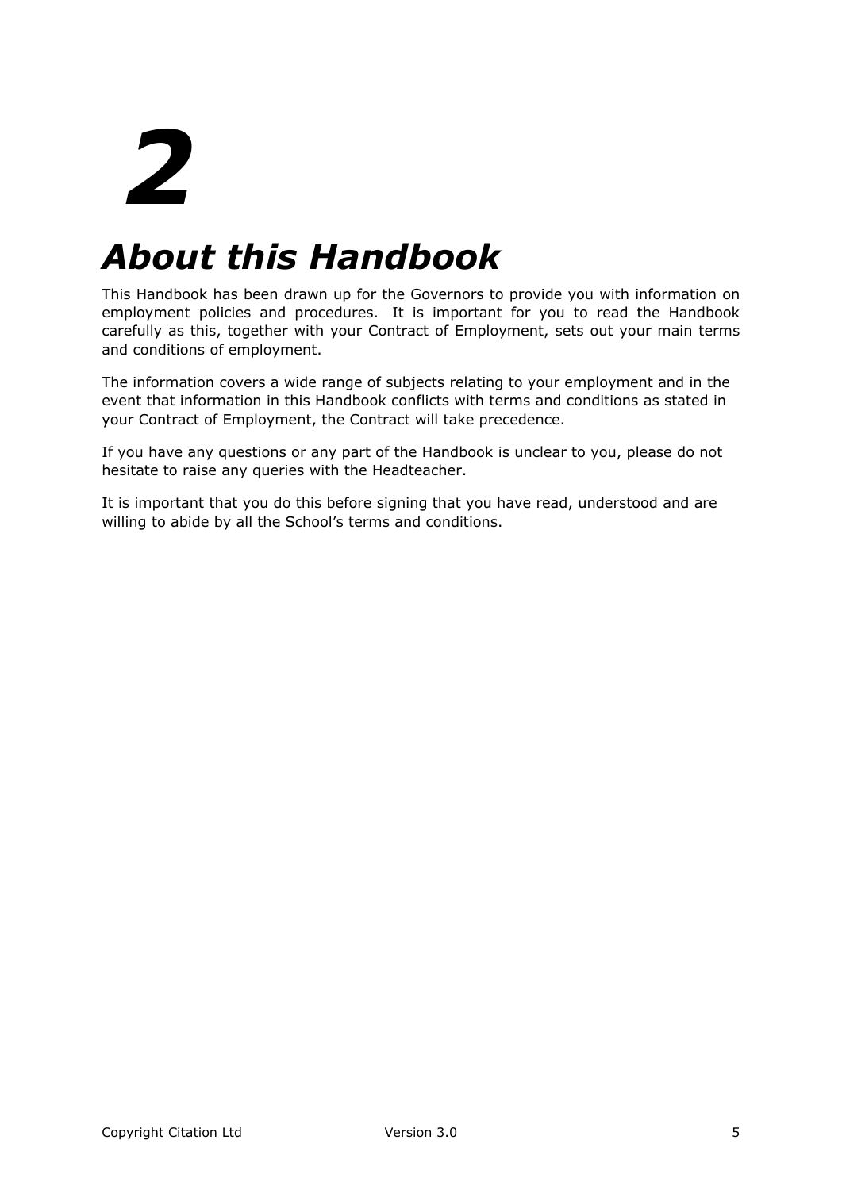# 2

# *About this Handbook*

This Handbook has been drawn up for the Governors to provide you with information on employment policies and procedures. It is important for you to read the Handbook carefully as this, together with your Contract of Employment, sets out your main terms and conditions of employment.

The information covers a wide range of subjects relating to your employment and in the event that information in this Handbook conflicts with terms and conditions as stated in your Contract of Employment, the Contract will take precedence.

If you have any questions or any part of the Handbook is unclear to you, please do not hesitate to raise any queries with the Headteacher.

It is important that you do this before signing that you have read, understood and are willing to abide by all the School's terms and conditions.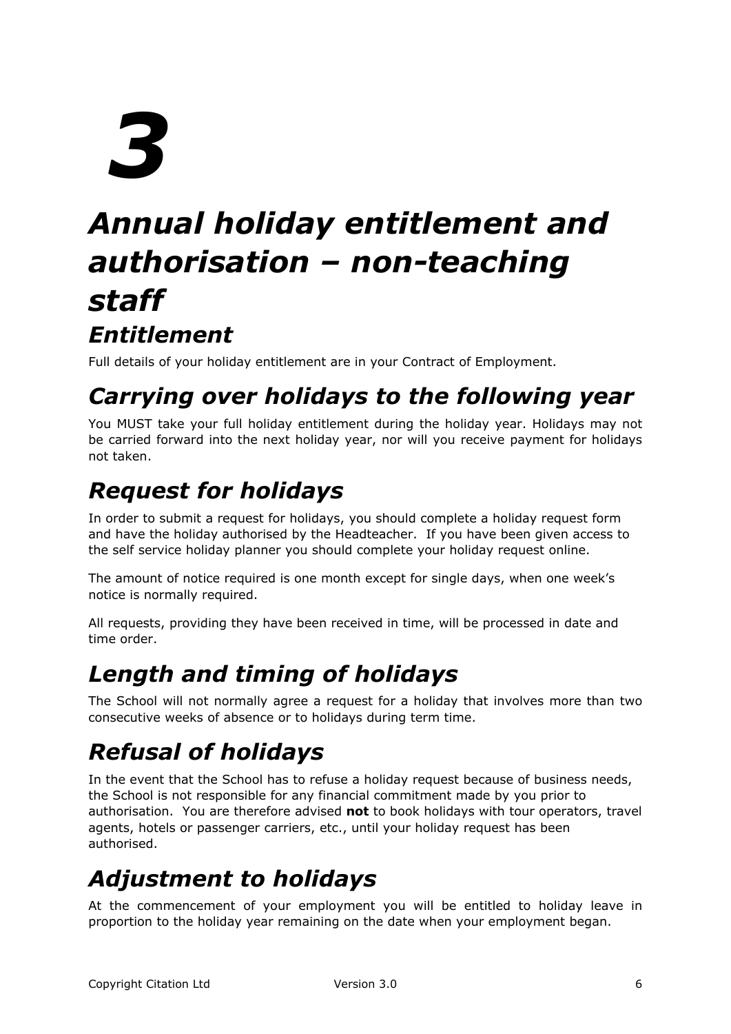# 3

# *Annual holiday entitlement and authorisation – non-teaching staff*

## *Entitlement*

Full details of your holiday entitlement are in your Contract of Employment.

## *Carrying over holidays to the following year*

You MUST take your full holiday entitlement during the holiday year. Holidays may not be carried forward into the next holiday year, nor will you receive payment for holidays not taken.

## *Request for holidays*

In order to submit a request for holidays, you should complete a holiday request form and have the holiday authorised by the Headteacher. If you have been given access to the self service holiday planner you should complete your holiday request online.

The amount of notice required is one month except for single days, when one week's notice is normally required.

All requests, providing they have been received in time, will be processed in date and time order.

## *Length and timing of holidays*

The School will not normally agree a request for a holiday that involves more than two consecutive weeks of absence or to holidays during term time.

## *Refusal of holidays*

In the event that the School has to refuse a holiday request because of business needs, the School is not responsible for any financial commitment made by you prior to authorisation. You are therefore advised **not** to book holidays with tour operators, travel agents, hotels or passenger carriers, etc., until your holiday request has been authorised.

## *Adjustment to holidays*

At the commencement of your employment you will be entitled to holiday leave in proportion to the holiday year remaining on the date when your employment began.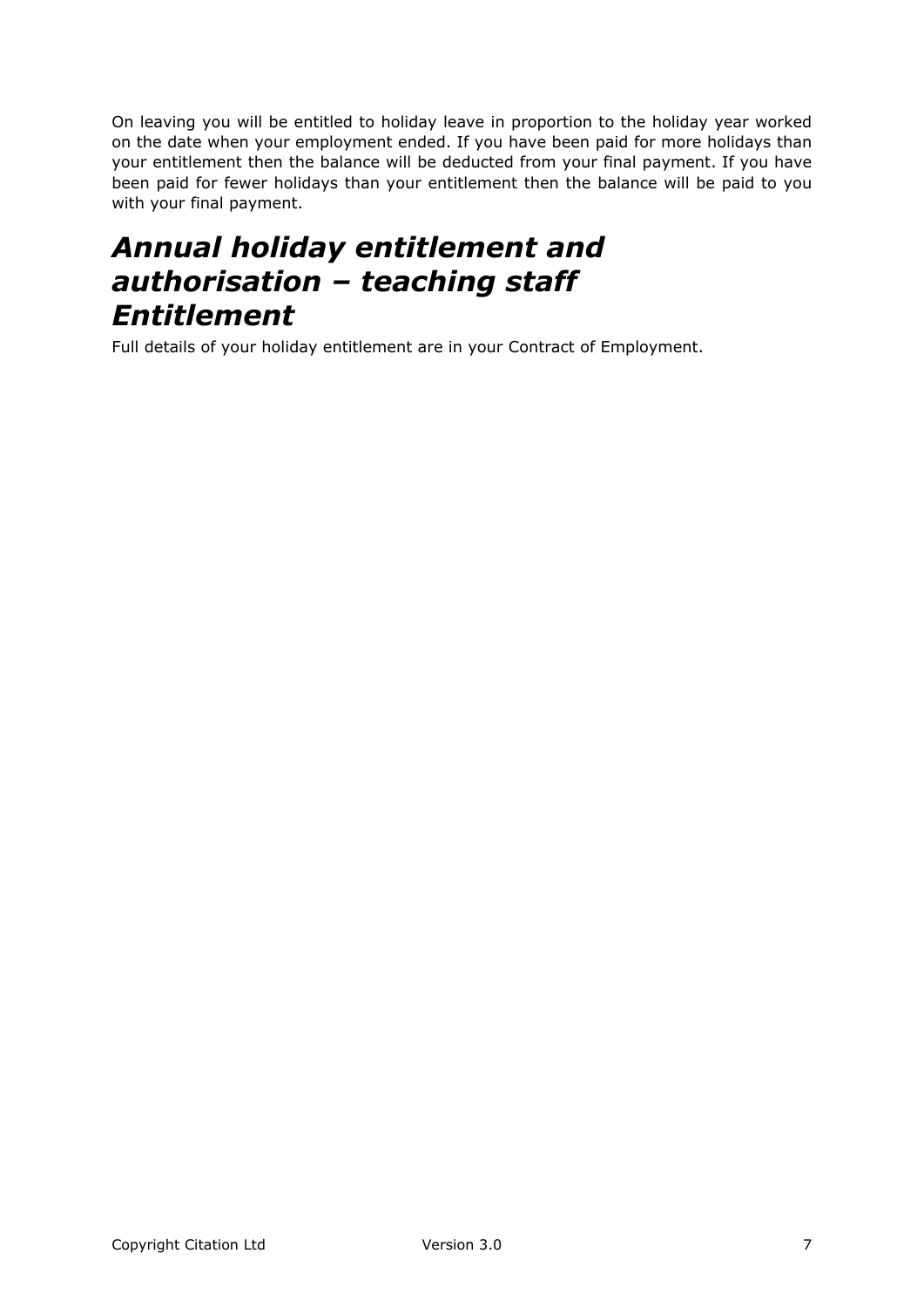On leaving you will be entitled to holiday leave in proportion to the holiday year worked on the date when your employment ended. If you have been paid for more holidays than your entitlement then the balance will be deducted from your final payment. If you have been paid for fewer holidays than your entitlement then the balance will be paid to you with your final payment.

## *Annual holiday entitlement and authorisation – teaching staff*

## *Entitlement*

Full details of your holiday entitlement are in your Contract of Employment.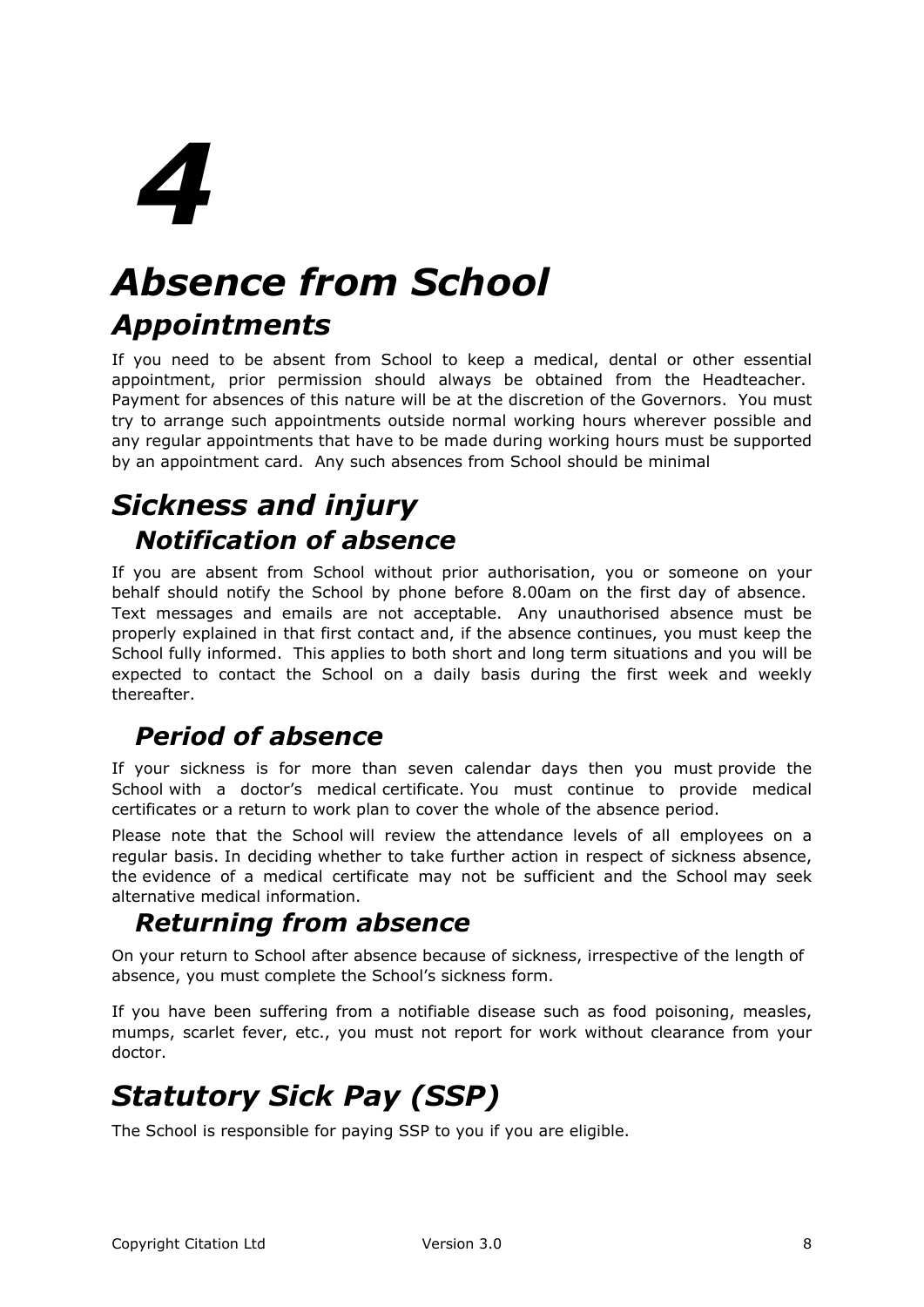# 4

# *Absence from School*

## *Appointments*

If you need to be absent from School to keep a medical, dental or other essential appointment, prior permission should always be obtained from the Headteacher. Payment for absences of this nature will be at the discretion of the Governors. You must try to arrange such appointments outside normal working hours wherever possible and any regular appointments that have to be made during working hours must be supported by an appointment card. Any such absences from School should be minimal

## *Sickness and injury*

### *Notification of absence*

If you are absent from School without prior authorisation, you or someone on your behalf should notify the School by phone before 8.00am on the first day of absence. Text messages and emails are not acceptable. Any unauthorised absence must be properly explained in that first contact and, if the absence continues, you must keep the School fully informed. This applies to both short and long term situations and you will be expected to contact the School on a daily basis during the first week and weekly thereafter.

### *Period of absence*

If your sickness is for more than seven calendar days then you must provide the School with a doctor's medical certificate. You must continue to provide medical certificates or a return to work plan to cover the whole of the absence period.

Please note that the School will review the attendance levels of all employees on a regular basis. In deciding whether to take further action in respect of sickness absence, the evidence of a medical certificate may not be sufficient and the School may seek alternative medical information.

### *Returning from absence*

On your return to School after absence because of sickness, irrespective of the length of absence, you must complete the School's sickness form.

If you have been suffering from a notifiable disease such as food poisoning, measles, mumps, scarlet fever, etc., you must not report for work without clearance from your doctor.

## *Statutory Sick Pay (SSP)*

The School is responsible for paying SSP to you if you are eligible.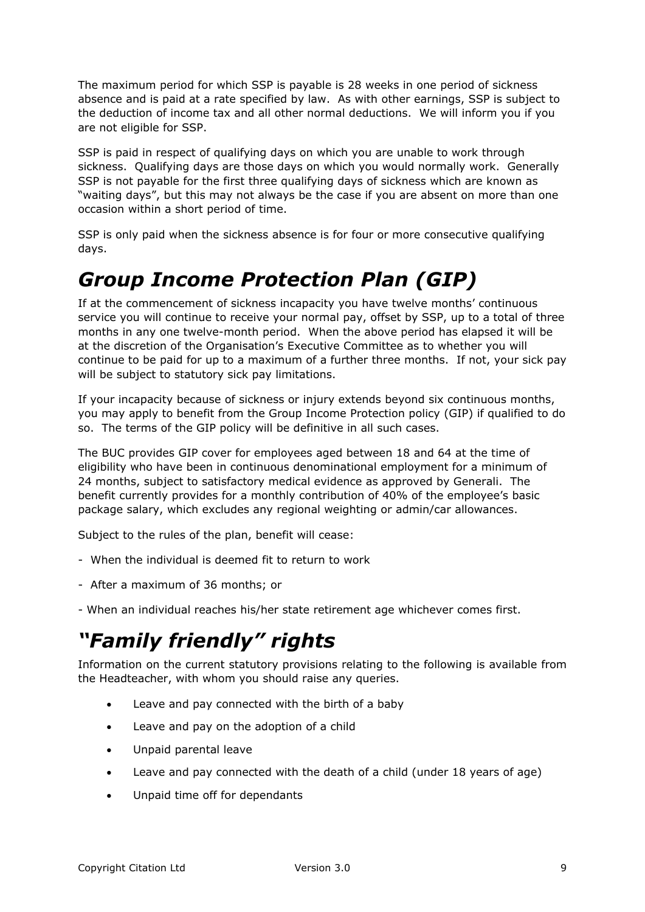The maximum period for which SSP is payable is 28 weeks in one period of sickness absence and is paid at a rate specified by law. As with other earnings, SSP is subject to the deduction of income tax and all other normal deductions. We will inform you if you are not eligible for SSP.

SSP is paid in respect of qualifying days on which you are unable to work through sickness. Qualifying days are those days on which you would normally work. Generally SSP is not payable for the first three qualifying days of sickness which are known as "waiting days", but this may not always be the case if you are absent on more than one occasion within a short period of time.

SSP is only paid when the sickness absence is for four or more consecutive qualifying days.

## *Group Income Protection Plan (GIP)*

If at the commencement of sickness incapacity you have twelve months' continuous service you will continue to receive your normal pay, offset by SSP, up to a total of three months in any one twelve-month period. When the above period has elapsed it will be at the discretion of the Organisation's Executive Committee as to whether you will continue to be paid for up to a maximum of a further three months. If not, your sick pay will be subject to statutory sick pay limitations.

If your incapacity because of sickness or injury extends beyond six continuous months, you may apply to benefit from the Group Income Protection policy (GIP) if qualified to do so. The terms of the GIP policy will be definitive in all such cases.

The BUC provides GIP cover for employees aged between 18 and 64 at the time of eligibility who have been in continuous denominational employment for a minimum of 24 months, subject to satisfactory medical evidence as approved by Generali. The benefit currently provides for a monthly contribution of 40% of the employee's basic package salary, which excludes any regional weighting or admin/car allowances.

Subject to the rules of the plan, benefit will cease:

- When the individual is deemed fit to return to work
- After a maximum of 36 months; or
- When an individual reaches his/her state retirement age whichever comes first.

## *"Family friendly" rights*

Information on the current statutory provisions relating to the following is available from the Headteacher, with whom you should raise any queries.

- Leave and pay connected with the birth of a baby
- Leave and pay on the adoption of a child
- Unpaid parental leave
- Leave and pay connected with the death of a child (under 18 years of age)
- Unpaid time off for dependants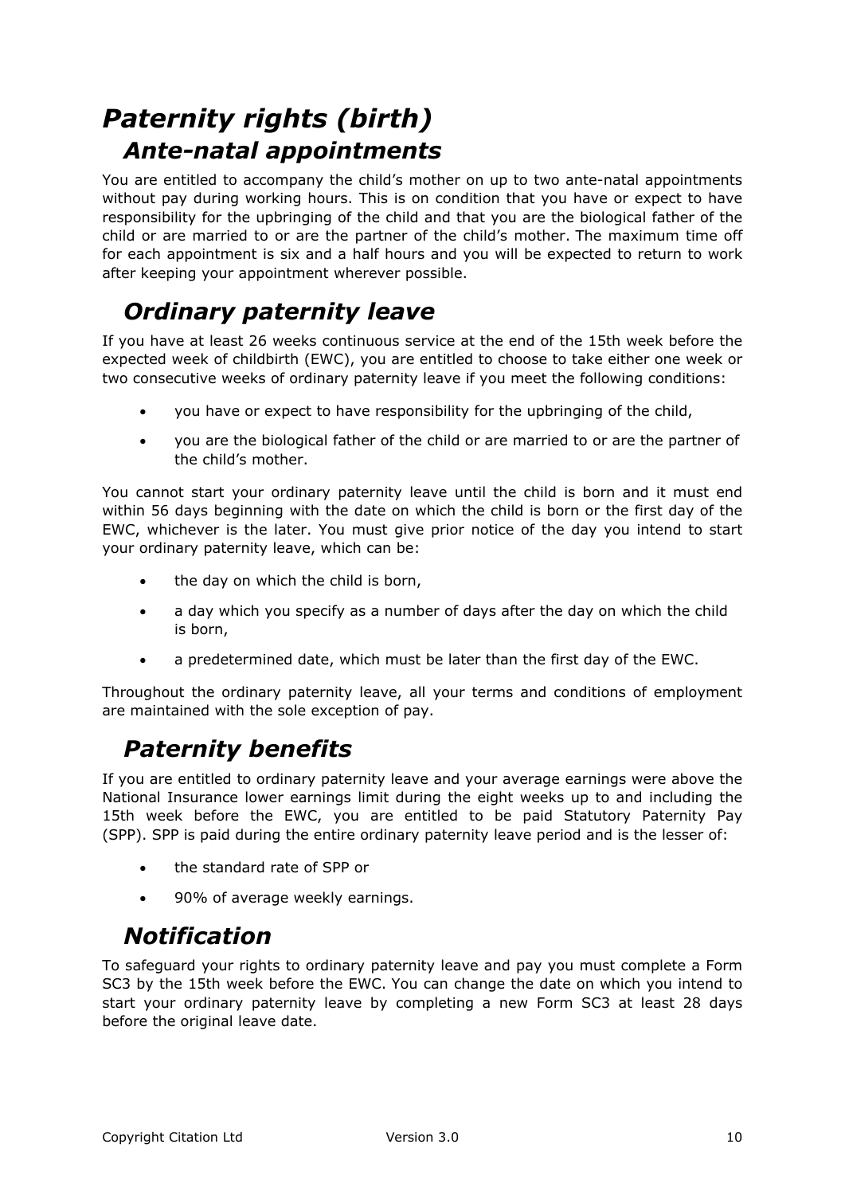# *Paternity rights (birth)*

## *Ante-natal appointments*

You are entitled to accompany the child's mother on up to two ante-natal appointments without pay during working hours. This is on condition that you have or expect to have responsibility for the upbringing of the child and that you are the biological father of the child or are married to or are the partner of the child's mother. The maximum time off for each appointment is six and a half hours and you will be expected to return to work after keeping your appointment wherever possible.

## *Ordinary paternity leave*

If you have at least 26 weeks continuous service at the end of the 15th week before the expected week of childbirth (EWC), you are entitled to choose to take either one week or two consecutive weeks of ordinary paternity leave if you meet the following conditions:

- you have or expect to have responsibility for the upbringing of the child,
- you are the biological father of the child or are married to or are the partner of the child's mother.

You cannot start your ordinary paternity leave until the child is born and it must end within 56 days beginning with the date on which the child is born or the first day of the EWC, whichever is the later. You must give prior notice of the day you intend to start your ordinary paternity leave, which can be:

- the day on which the child is born,
- a day which you specify as a number of days after the day on which the child is born,
- a predetermined date, which must be later than the first day of the EWC.

Throughout the ordinary paternity leave, all your terms and conditions of employment are maintained with the sole exception of pay.

## *Paternity benefits*

If you are entitled to ordinary paternity leave and your average earnings were above the National Insurance lower earnings limit during the eight weeks up to and including the 15th week before the EWC, you are entitled to be paid Statutory Paternity Pay (SPP). SPP is paid during the entire ordinary paternity leave period and is the lesser of:

- the standard rate of SPP or
- 90% of average weekly earnings.

## *Notification*

To safeguard your rights to ordinary paternity leave and pay you must complete a Form SC3 by the 15th week before the EWC. You can change the date on which you intend to start your ordinary paternity leave by completing a new Form SC3 at least 28 days before the original leave date.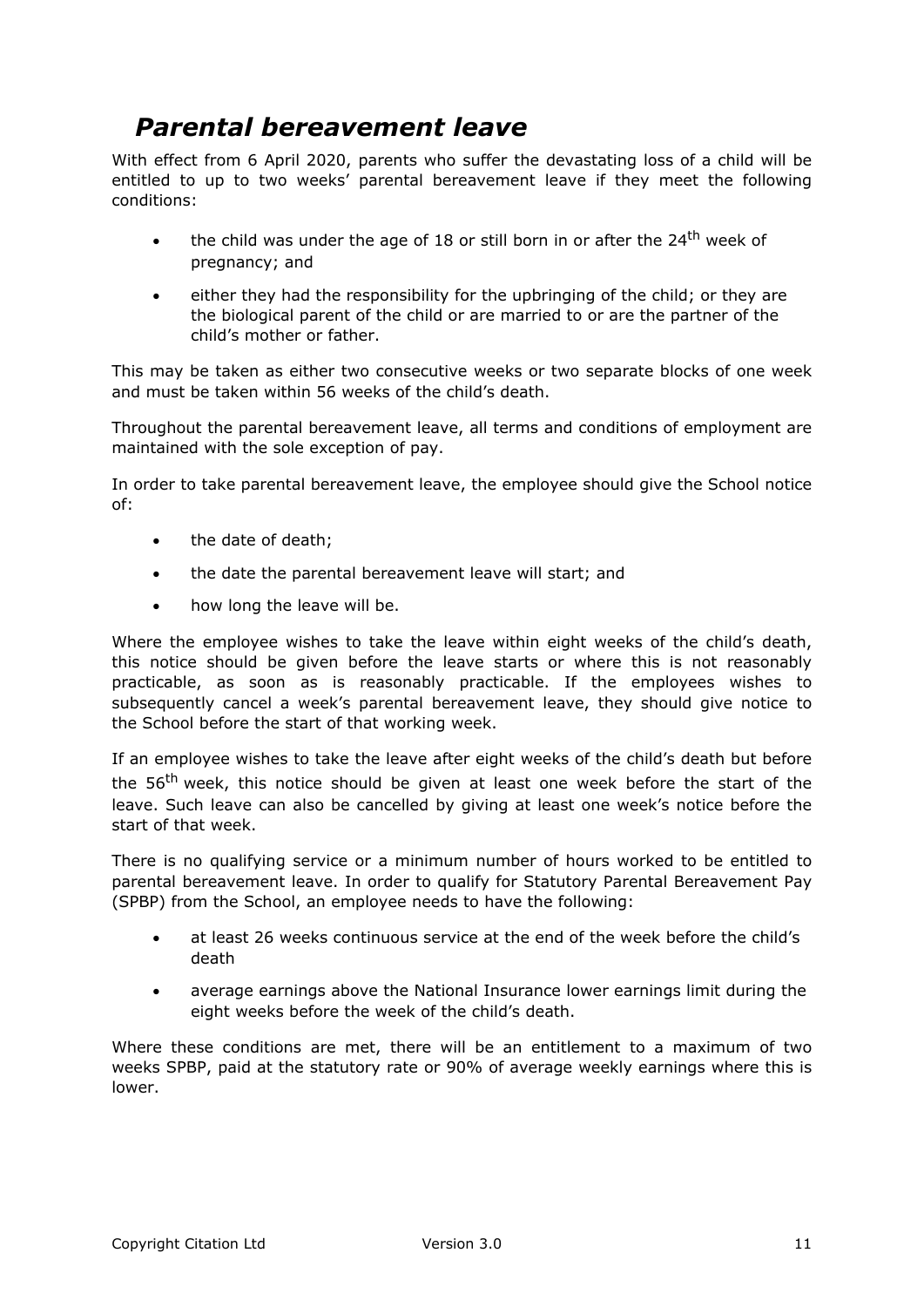## *Parental bereavement leave*

With effect from 6 April 2020, parents who suffer the devastating loss of a child will be entitled to up to two weeks' parental bereavement leave if they meet the following conditions:

- the child was under the age of 18 or still born in or after the 24th week of pregnancy; and
- either they had the responsibility for the upbringing of the child; or they are the biological parent of the child or are married to or are the partner of the child's mother or father.

This may be taken as either two consecutive weeks or two separate blocks of one week and must be taken within 56 weeks of the child's death.

Throughout the parental bereavement leave, all terms and conditions of employment are maintained with the sole exception of pay.

In order to take parental bereavement leave, the employee should give the School notice of:

- the date of death;
- the date the parental bereavement leave will start; and
- how long the leave will be.

Where the employee wishes to take the leave within eight weeks of the child's death, this notice should be given before the leave starts or where this is not reasonably practicable, as soon as is reasonably practicable. If the employees wishes to subsequently cancel a week's parental bereavement leave, they should give notice to the School before the start of that working week.

If an employee wishes to take the leave after eight weeks of the child's death but before the 56th week, this notice should be given at least one week before the start of the leave. Such leave can also be cancelled by giving at least one week's notice before the start of that week.

There is no qualifying service or a minimum number of hours worked to be entitled to parental bereavement leave. In order to qualify for Statutory Parental Bereavement Pay (SPBP) from the School, an employee needs to have the following:

- at least 26 weeks continuous service at the end of the week before the child's death
- average earnings above the National Insurance lower earnings limit during the eight weeks before the week of the child's death.

Where these conditions are met, there will be an entitlement to a maximum of two weeks SPBP, paid at the statutory rate or 90% of average weekly earnings where this is lower.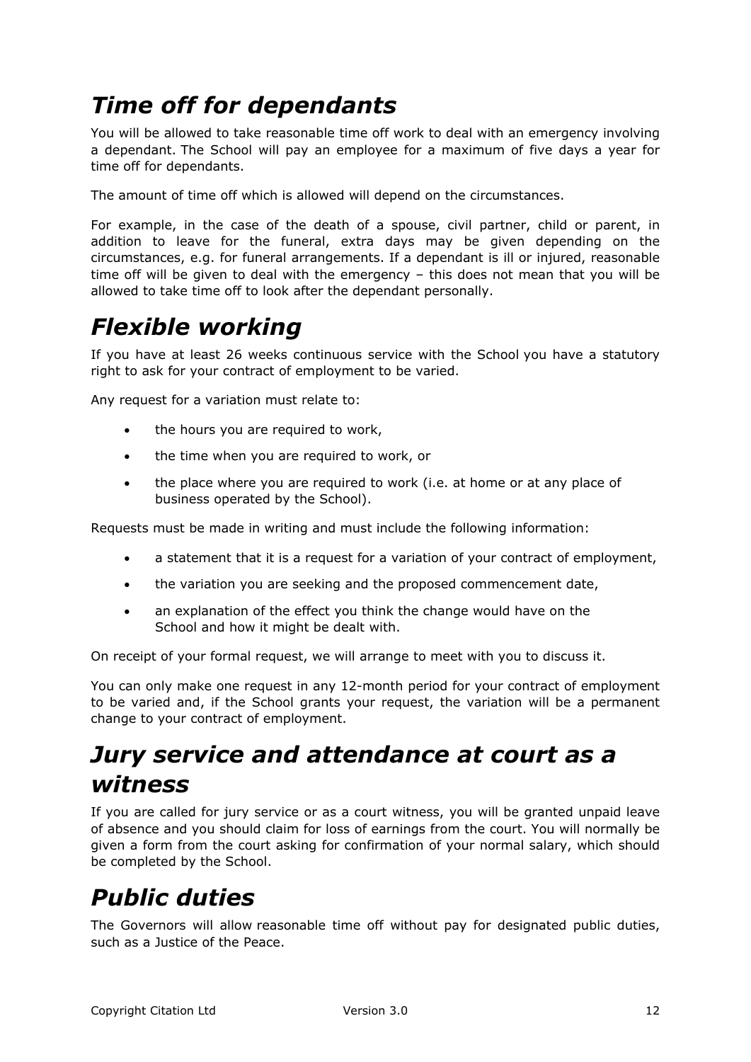## *Time off for dependants*

You will be allowed to take reasonable time off work to deal with an emergency involving a dependant. The School will pay an employee for a maximum of five days a year for time off for dependants.

The amount of time off which is allowed will depend on the circumstances.

For example, in the case of the death of a spouse, civil partner, child or parent, in addition to leave for the funeral, extra days may be given depending on the circumstances, e.g. for funeral arrangements. If a dependant is ill or injured, reasonable time off will be given to deal with the emergency – this does not mean that you will be allowed to take time off to look after the dependant personally.

## *Flexible working*

If you have at least 26 weeks continuous service with the School you have a statutory right to ask for your contract of employment to be varied.

Any request for a variation must relate to:

- the hours you are required to work,
- the time when you are required to work, or
- the place where you are required to work (i.e. at home or at any place of business operated by the School).

Requests must be made in writing and must include the following information:

- a statement that it is a request for a variation of your contract of employment,
- the variation you are seeking and the proposed commencement date,
- an explanation of the effect you think the change would have on the School and how it might be dealt with.

On receipt of your formal request, we will arrange to meet with you to discuss it.

You can only make one request in any 12-month period for your contract of employment to be varied and, if the School grants your request, the variation will be a permanent change to your contract of employment.

## *Jury service and attendance at court as a witness*

If you are called for jury service or as a court witness, you will be granted unpaid leave of absence and you should claim for loss of earnings from the court. You will normally be given a form from the court asking for confirmation of your normal salary, which should be completed by the School.

## *Public duties*

The Governors will allow reasonable time off without pay for designated public duties, such as a Justice of the Peace.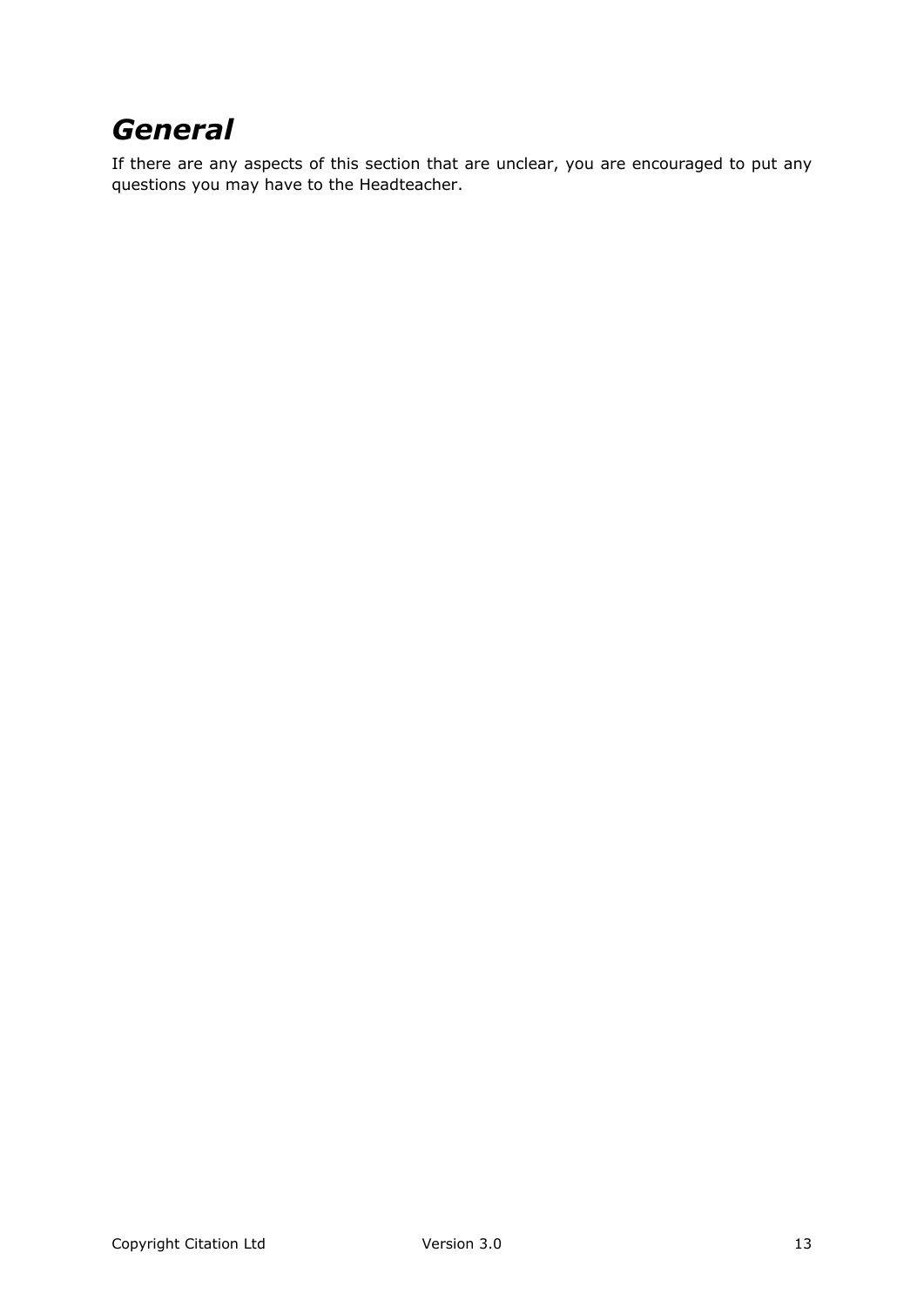## *General*

If there are any aspects of this section that are unclear, you are encouraged to put any questions you may have to the Headteacher.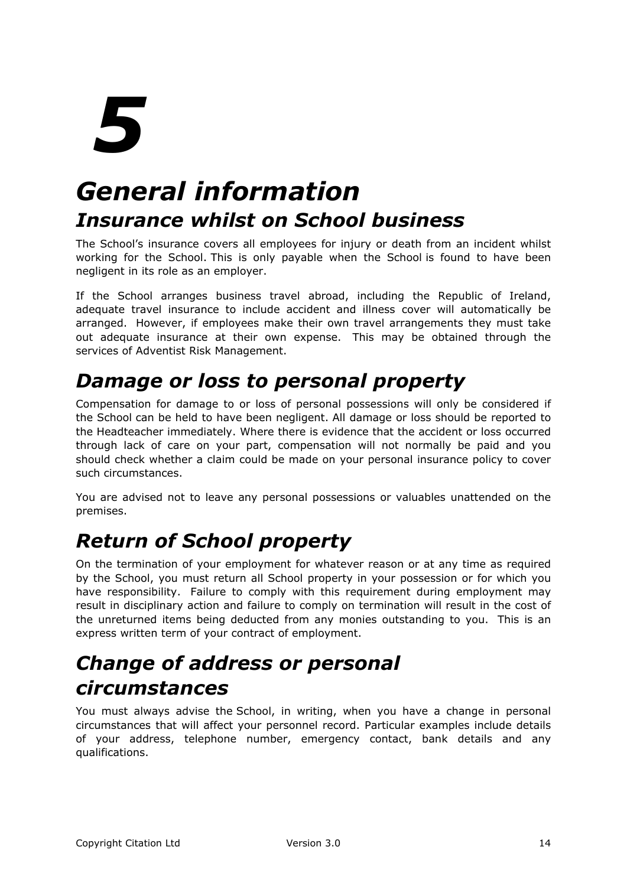# 5

# General information

## Insurance whilst on School business

The School's insurance covers all employees for injury or death from an incident whilst working for the School. This is only payable when the School is found to have been negligent in its role as an employer.

If the School arranges business travel abroad, including the Republic of Ireland, adequate travel insurance to include accident and illness cover will automatically be arranged. However, if employees make their own travel arrangements they must take out adequate insurance at their own expense. This may be obtained through the services of Adventist Risk Management.

## Damage or loss to personal property

Compensation for damage to or loss of personal possessions will only be considered if the School can be held to have been negligent. All damage or loss should be reported to the Headteacher immediately. Where there is evidence that the accident or loss occurred through lack of care on your part, compensation will not normally be paid and you should check whether a claim could be made on your personal insurance policy to cover such circumstances.

You are advised not to leave any personal possessions or valuables unattended on the premises.

## Return of School property

On the termination of your employment for whatever reason or at any time as required by the School, you must return all School property in your possession or for which you have responsibility. Failure to comply with this requirement during employment may result in disciplinary action and failure to comply on termination will result in the cost of the unreturned items being deducted from any monies outstanding to you. This is an express written term of your contract of employment.

## Change of address or personal circumstances

You must always advise the School, in writing, when you have a change in personal circumstances that will affect your personnel record. Particular examples include details of your address, telephone number, emergency contact, bank details and any qualifications.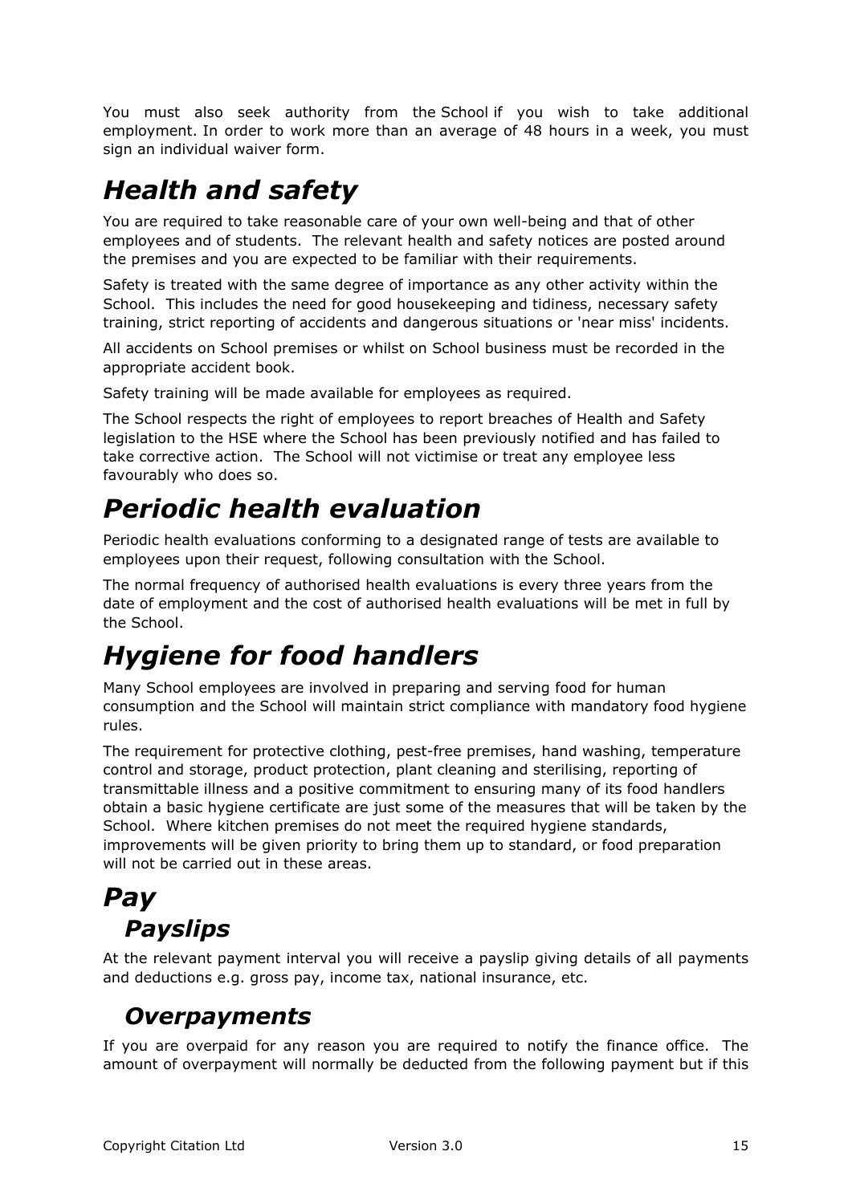You must also seek authority from the School if you wish to take additional employment. In order to work more than an average of 48 hours in a week, you must sign an individual waiver form.

# *Health and safety*

You are required to take reasonable care of your own well-being and that of other employees and of students. The relevant health and safety notices are posted around the premises and you are expected to be familiar with their requirements.

Safety is treated with the same degree of importance as any other activity within the School. This includes the need for good housekeeping and tidiness, necessary safety training, strict reporting of accidents and dangerous situations or 'near miss' incidents.

All accidents on School premises or whilst on School business must be recorded in the appropriate accident book.

Safety training will be made available for employees as required.

The School respects the right of employees to report breaches of Health and Safety legislation to the HSE where the School has been previously notified and has failed to take corrective action. The School will not victimise or treat any employee less favourably who does so.

# *Periodic health evaluation*

Periodic health evaluations conforming to a designated range of tests are available to employees upon their request, following consultation with the School.

The normal frequency of authorised health evaluations is every three years from the date of employment and the cost of authorised health evaluations will be met in full by the School.

# *Hygiene for food handlers*

Many School employees are involved in preparing and serving food for human consumption and the School will maintain strict compliance with mandatory food hygiene rules.

The requirement for protective clothing, pest-free premises, hand washing, temperature control and storage, product protection, plant cleaning and sterilising, reporting of transmittable illness and a positive commitment to ensuring many of its food handlers obtain a basic hygiene certificate are just some of the measures that will be taken by the School. Where kitchen premises do not meet the required hygiene standards, improvements will be given priority to bring them up to standard, or food preparation will not be carried out in these areas.

# *Pay*

## *Payslips*

At the relevant payment interval you will receive a payslip giving details of all payments and deductions e.g. gross pay, income tax, national insurance, etc.

## *Overpayments*

If you are overpaid for any reason you are required to notify the finance office. The amount of overpayment will normally be deducted from the following payment but if this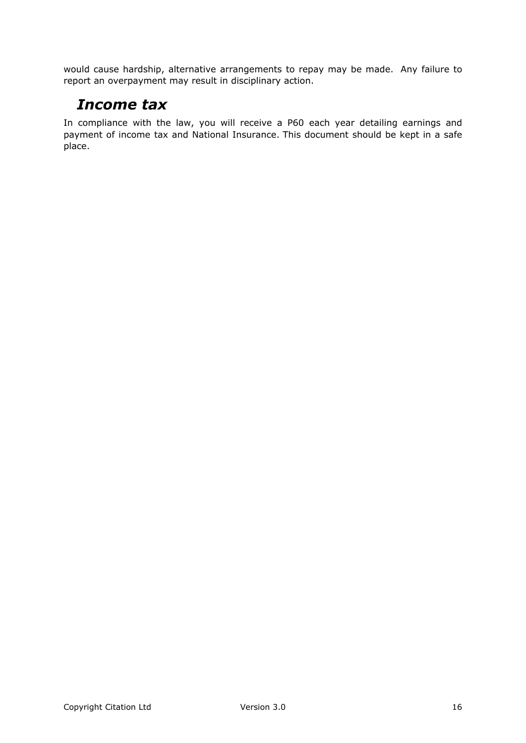would cause hardship, alternative arrangements to repay may be made. Any failure to report an overpayment may result in disciplinary action.

## *Income tax*

In compliance with the law, you will receive a P60 each year detailing earnings and payment of income tax and National Insurance. This document should be kept in a safe place.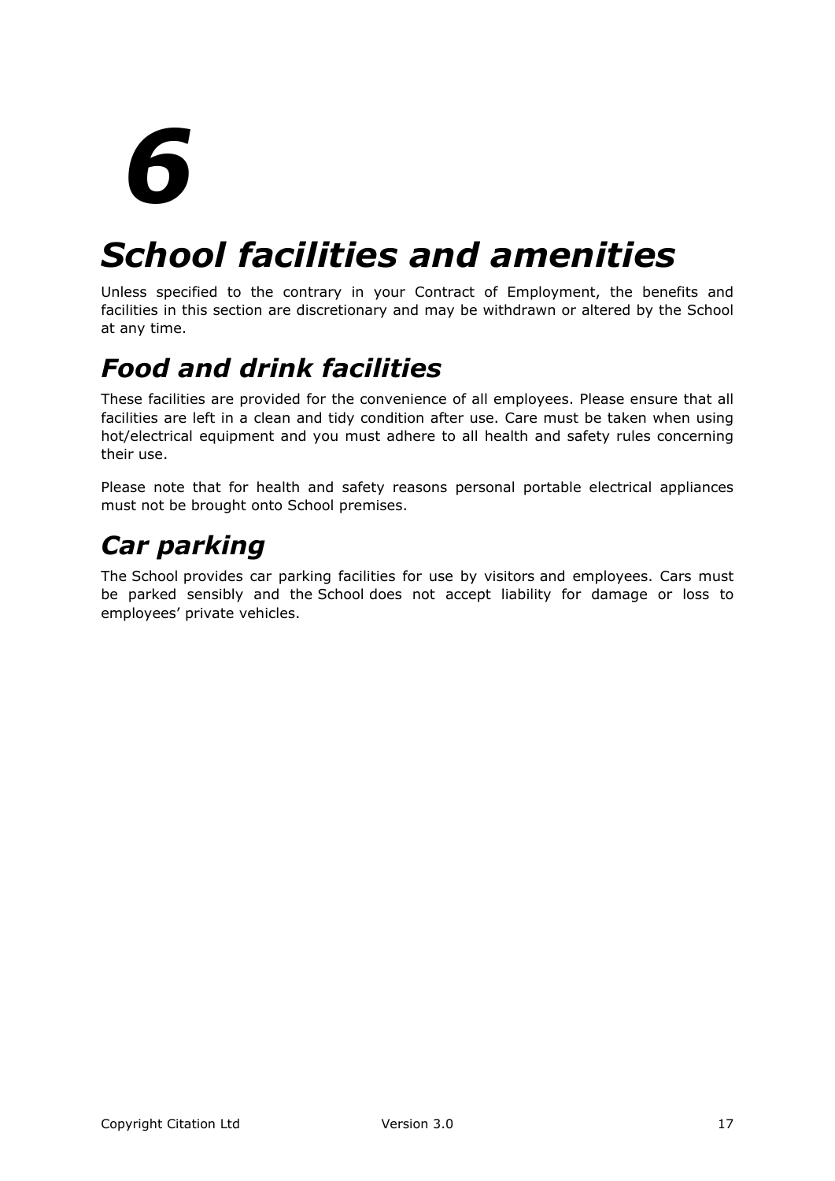# 6

# *School facilities and amenities*

Unless specified to the contrary in your Contract of Employment, the benefits and facilities in this section are discretionary and may be withdrawn or altered by the School at any time.

## *Food and drink facilities*

These facilities are provided for the convenience of all employees. Please ensure that all facilities are left in a clean and tidy condition after use. Care must be taken when using hot/electrical equipment and you must adhere to all health and safety rules concerning their use.

Please note that for health and safety reasons personal portable electrical appliances must not be brought onto School premises.

## *Car parking*

The School provides car parking facilities for use by visitors and employees. Cars must be parked sensibly and the School does not accept liability for damage or loss to employees' private vehicles.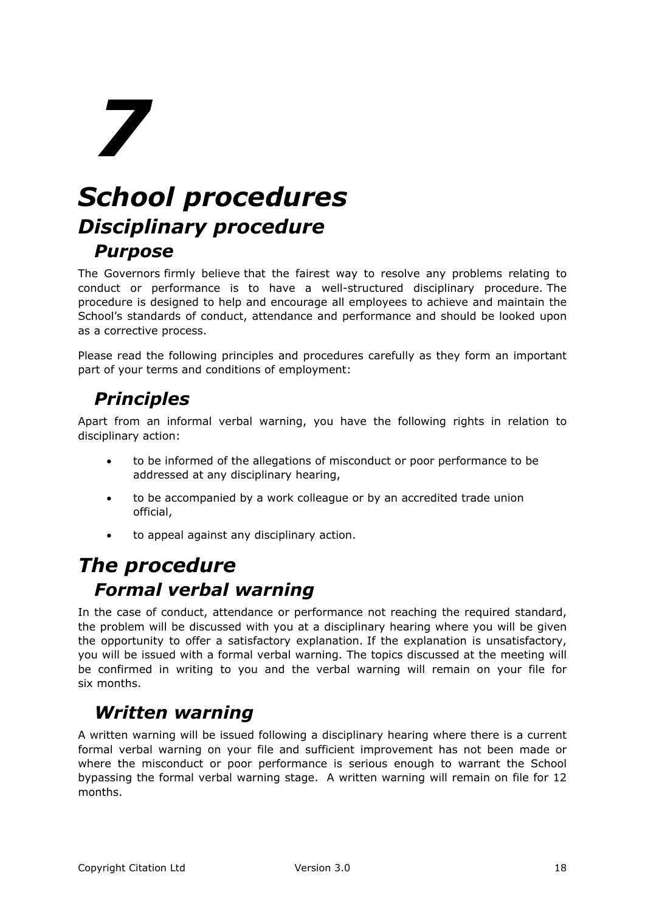# 7

# School procedures

## Disciplinary procedure

### Purpose

The Governors firmly believe that the fairest way to resolve any problems relating to conduct or performance is to have a well-structured disciplinary procedure. The procedure is designed to help and encourage all employees to achieve and maintain the School's standards of conduct, attendance and performance and should be looked upon as a corrective process.

Please read the following principles and procedures carefully as they form an important part of your terms and conditions of employment:

### Principles

Apart from an informal verbal warning, you have the following rights in relation to disciplinary action:

- to be informed of the allegations of misconduct or poor performance to be addressed at any disciplinary hearing,
- to be accompanied by a work colleague or by an accredited trade union official,
- to appeal against any disciplinary action.

## The procedure

### Formal verbal warning

In the case of conduct, attendance or performance not reaching the required standard, the problem will be discussed with you at a disciplinary hearing where you will be given the opportunity to offer a satisfactory explanation. If the explanation is unsatisfactory, you will be issued with a formal verbal warning. The topics discussed at the meeting will be confirmed in writing to you and the verbal warning will remain on your file for six months.

### Written warning

A written warning will be issued following a disciplinary hearing where there is a current formal verbal warning on your file and sufficient improvement has not been made or where the misconduct or poor performance is serious enough to warrant the School bypassing the formal verbal warning stage. A written warning will remain on file for 12 months.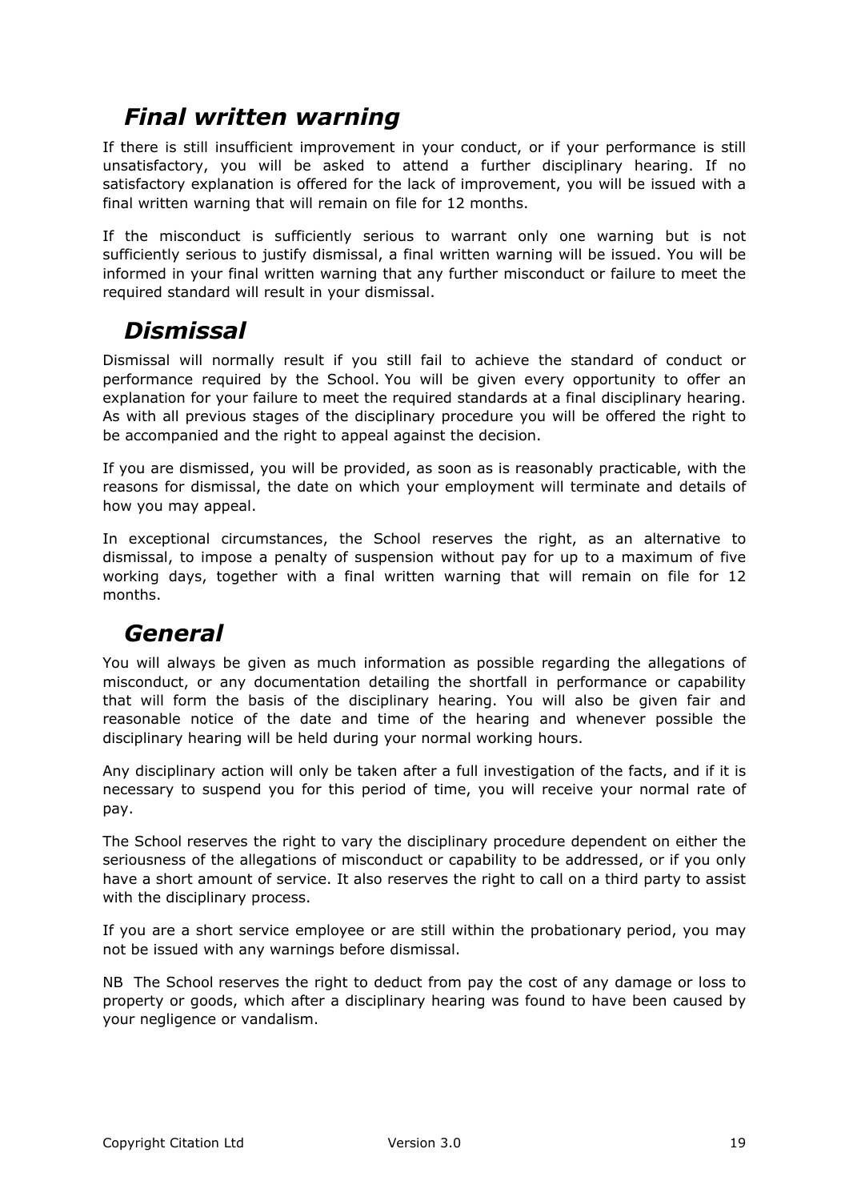## *Final written warning*

If there is still insufficient improvement in your conduct, or if your performance is still unsatisfactory, you will be asked to attend a further disciplinary hearing. If no satisfactory explanation is offered for the lack of improvement, you will be issued with a final written warning that will remain on file for 12 months.

If the misconduct is sufficiently serious to warrant only one warning but is not sufficiently serious to justify dismissal, a final written warning will be issued. You will be informed in your final written warning that any further misconduct or failure to meet the required standard will result in your dismissal.

## *Dismissal*

Dismissal will normally result if you still fail to achieve the standard of conduct or performance required by the School. You will be given every opportunity to offer an explanation for your failure to meet the required standards at a final disciplinary hearing. As with all previous stages of the disciplinary procedure you will be offered the right to be accompanied and the right to appeal against the decision.

If you are dismissed, you will be provided, as soon as is reasonably practicable, with the reasons for dismissal, the date on which your employment will terminate and details of how you may appeal.

In exceptional circumstances, the School reserves the right, as an alternative to dismissal, to impose a penalty of suspension without pay for up to a maximum of five working days, together with a final written warning that will remain on file for 12 months.

## *General*

You will always be given as much information as possible regarding the allegations of misconduct, or any documentation detailing the shortfall in performance or capability that will form the basis of the disciplinary hearing. You will also be given fair and reasonable notice of the date and time of the hearing and whenever possible the disciplinary hearing will be held during your normal working hours.

Any disciplinary action will only be taken after a full investigation of the facts, and if it is necessary to suspend you for this period of time, you will receive your normal rate of pay.

The School reserves the right to vary the disciplinary procedure dependent on either the seriousness of the allegations of misconduct or capability to be addressed, or if you only have a short amount of service. It also reserves the right to call on a third party to assist with the disciplinary process.

If you are a short service employee or are still within the probationary period, you may not be issued with any warnings before dismissal.

NB The School reserves the right to deduct from pay the cost of any damage or loss to property or goods, which after a disciplinary hearing was found to have been caused by your negligence or vandalism.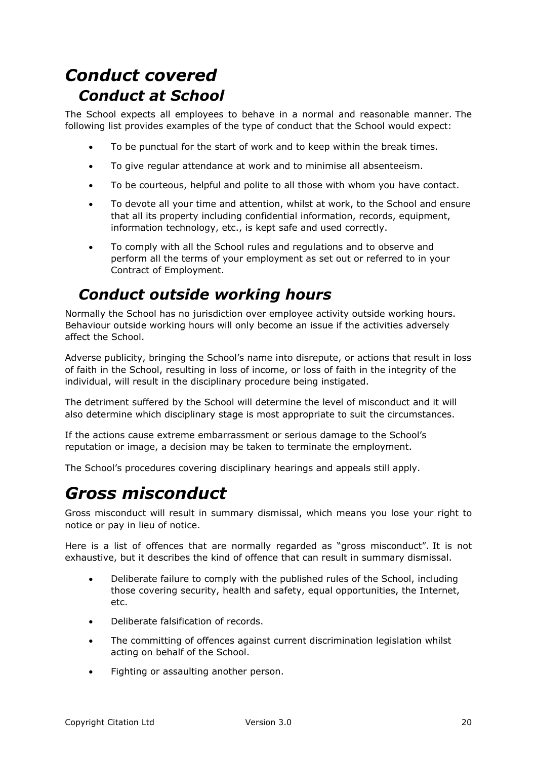# *Conduct covered*

## *Conduct at School*

The School expects all employees to behave in a normal and reasonable manner. The following list provides examples of the type of conduct that the School would expect:

- To be punctual for the start of work and to keep within the break times.
- To give regular attendance at work and to minimise all absenteeism.
- To be courteous, helpful and polite to all those with whom you have contact.
- To devote all your time and attention, whilst at work, to the School and ensure that all its property including confidential information, records, equipment, information technology, etc., is kept safe and used correctly.
- To comply with all the School rules and regulations and to observe and perform all the terms of your employment as set out or referred to in your Contract of Employment.

## *Conduct outside working hours*

Normally the School has no jurisdiction over employee activity outside working hours. Behaviour outside working hours will only become an issue if the activities adversely affect the School.

Adverse publicity, bringing the School's name into disrepute, or actions that result in loss of faith in the School, resulting in loss of income, or loss of faith in the integrity of the individual, will result in the disciplinary procedure being instigated.

The detriment suffered by the School will determine the level of misconduct and it will also determine which disciplinary stage is most appropriate to suit the circumstances.

If the actions cause extreme embarrassment or serious damage to the School's reputation or image, a decision may be taken to terminate the employment.

The School's procedures covering disciplinary hearings and appeals still apply.

# *Gross misconduct*

Gross misconduct will result in summary dismissal, which means you lose your right to notice or pay in lieu of notice.

Here is a list of offences that are normally regarded as "gross misconduct". It is not exhaustive, but it describes the kind of offence that can result in summary dismissal.

- Deliberate failure to comply with the published rules of the School, including those covering security, health and safety, equal opportunities, the Internet, etc.
- Deliberate falsification of records.
- The committing of offences against current discrimination legislation whilst acting on behalf of the School.
- Fighting or assaulting another person.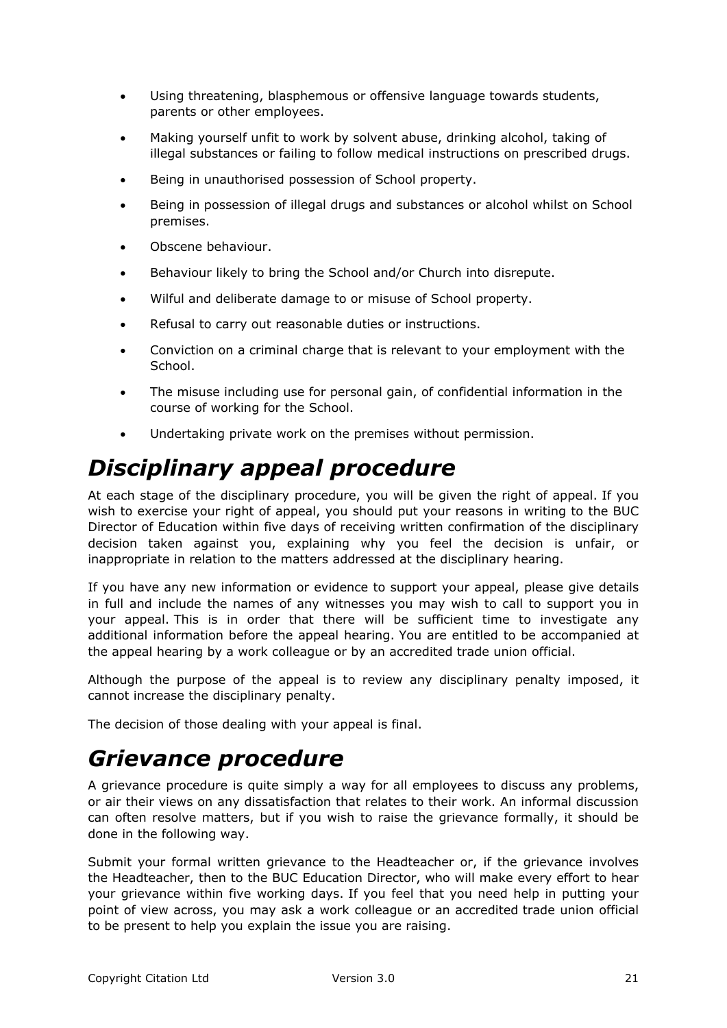- Using threatening, blasphemous or offensive language towards students, parents or other employees.
- Making yourself unfit to work by solvent abuse, drinking alcohol, taking of illegal substances or failing to follow medical instructions on prescribed drugs.
- Being in unauthorised possession of School property.
- Being in possession of illegal drugs and substances or alcohol whilst on School premises.
- Obscene behaviour.
- Behaviour likely to bring the School and/or Church into disrepute.
- Wilful and deliberate damage to or misuse of School property.
- Refusal to carry out reasonable duties or instructions.
- Conviction on a criminal charge that is relevant to your employment with the School.
- The misuse including use for personal gain, of confidential information in the course of working for the School.
- Undertaking private work on the premises without permission.

# *Disciplinary appeal procedure*

At each stage of the disciplinary procedure, you will be given the right of appeal. If you wish to exercise your right of appeal, you should put your reasons in writing to the BUC Director of Education within five days of receiving written confirmation of the disciplinary decision taken against you, explaining why you feel the decision is unfair, or inappropriate in relation to the matters addressed at the disciplinary hearing.

If you have any new information or evidence to support your appeal, please give details in full and include the names of any witnesses you may wish to call to support you in your appeal. This is in order that there will be sufficient time to investigate any additional information before the appeal hearing. You are entitled to be accompanied at the appeal hearing by a work colleague or by an accredited trade union official.

Although the purpose of the appeal is to review any disciplinary penalty imposed, it cannot increase the disciplinary penalty.

The decision of those dealing with your appeal is final.

# *Grievance procedure*

A grievance procedure is quite simply a way for all employees to discuss any problems, or air their views on any dissatisfaction that relates to their work. An informal discussion can often resolve matters, but if you wish to raise the grievance formally, it should be done in the following way.

Submit your formal written grievance to the Headteacher or, if the grievance involves the Headteacher, then to the BUC Education Director, who will make every effort to hear your grievance within five working days. If you feel that you need help in putting your point of view across, you may ask a work colleague or an accredited trade union official to be present to help you explain the issue you are raising.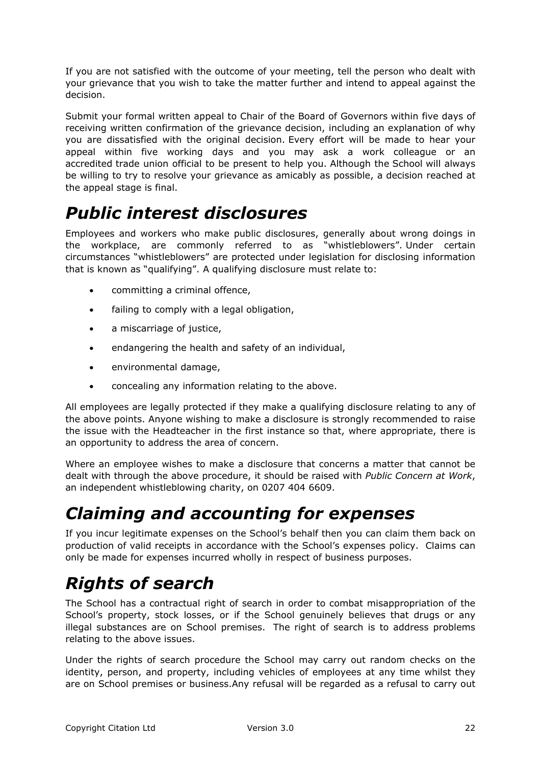If you are not satisfied with the outcome of your meeting, tell the person who dealt with your grievance that you wish to take the matter further and intend to appeal against the decision.

Submit your formal written appeal to Chair of the Board of Governors within five days of receiving written confirmation of the grievance decision, including an explanation of why you are dissatisfied with the original decision. Every effort will be made to hear your appeal within five working days and you may ask a work colleague or an accredited trade union official to be present to help you. Although the School will always be willing to try to resolve your grievance as amicably as possible, a decision reached at the appeal stage is final.

# *Public interest disclosures*

Employees and workers who make public disclosures, generally about wrong doings in the workplace, are commonly referred to as "whistleblowers". Under certain circumstances "whistleblowers" are protected under legislation for disclosing information that is known as "qualifying". A qualifying disclosure must relate to:

- committing a criminal offence,
- failing to comply with a legal obligation,
- a miscarriage of justice,
- endangering the health and safety of an individual,
- environmental damage,
- concealing any information relating to the above.

All employees are legally protected if they make a qualifying disclosure relating to any of the above points. Anyone wishing to make a disclosure is strongly recommended to raise the issue with the Headteacher in the first instance so that, where appropriate, there is an opportunity to address the area of concern.

Where an employee wishes to make a disclosure that concerns a matter that cannot be dealt with through the above procedure, it should be raised with *Public Concern at Work*, an independent whistleblowing charity, on 0207 404 6609.

# *Claiming and accounting for expenses*

If you incur legitimate expenses on the School's behalf then you can claim them back on production of valid receipts in accordance with the School's expenses policy. Claims can only be made for expenses incurred wholly in respect of business purposes.

# *Rights of search*

The School has a contractual right of search in order to combat misappropriation of the School's property, stock losses, or if the School genuinely believes that drugs or any illegal substances are on School premises. The right of search is to address problems relating to the above issues.

Under the rights of search procedure the School may carry out random checks on the identity, person, and property, including vehicles of employees at any time whilst they are on School premises or business.Any refusal will be regarded as a refusal to carry out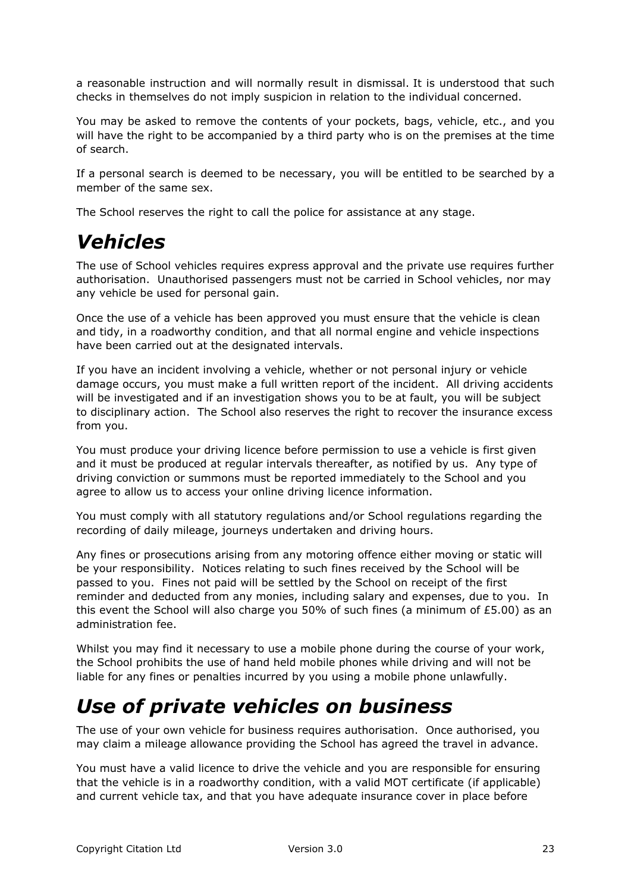a reasonable instruction and will normally result in dismissal. It is understood that such checks in themselves do not imply suspicion in relation to the individual concerned.

You may be asked to remove the contents of your pockets, bags, vehicle, etc., and you will have the right to be accompanied by a third party who is on the premises at the time of search.

If a personal search is deemed to be necessary, you will be entitled to be searched by a member of the same sex.

The School reserves the right to call the police for assistance at any stage.

# *Vehicles*

The use of School vehicles requires express approval and the private use requires further authorisation. Unauthorised passengers must not be carried in School vehicles, nor may any vehicle be used for personal gain.

Once the use of a vehicle has been approved you must ensure that the vehicle is clean and tidy, in a roadworthy condition, and that all normal engine and vehicle inspections have been carried out at the designated intervals.

If you have an incident involving a vehicle, whether or not personal injury or vehicle damage occurs, you must make a full written report of the incident. All driving accidents will be investigated and if an investigation shows you to be at fault, you will be subject to disciplinary action. The School also reserves the right to recover the insurance excess from you.

You must produce your driving licence before permission to use a vehicle is first given and it must be produced at regular intervals thereafter, as notified by us. Any type of driving conviction or summons must be reported immediately to the School and you agree to allow us to access your online driving licence information.

You must comply with all statutory regulations and/or School regulations regarding the recording of daily mileage, journeys undertaken and driving hours.

Any fines or prosecutions arising from any motoring offence either moving or static will be your responsibility. Notices relating to such fines received by the School will be passed to you. Fines not paid will be settled by the School on receipt of the first reminder and deducted from any monies, including salary and expenses, due to you. In this event the School will also charge you 50% of such fines (a minimum of £5.00) as an administration fee.

Whilst you may find it necessary to use a mobile phone during the course of your work, the School prohibits the use of hand held mobile phones while driving and will not be liable for any fines or penalties incurred by you using a mobile phone unlawfully.

# *Use of private vehicles on business*

The use of your own vehicle for business requires authorisation. Once authorised, you may claim a mileage allowance providing the School has agreed the travel in advance.

You must have a valid licence to drive the vehicle and you are responsible for ensuring that the vehicle is in a roadworthy condition, with a valid MOT certificate (if applicable) and current vehicle tax, and that you have adequate insurance cover in place before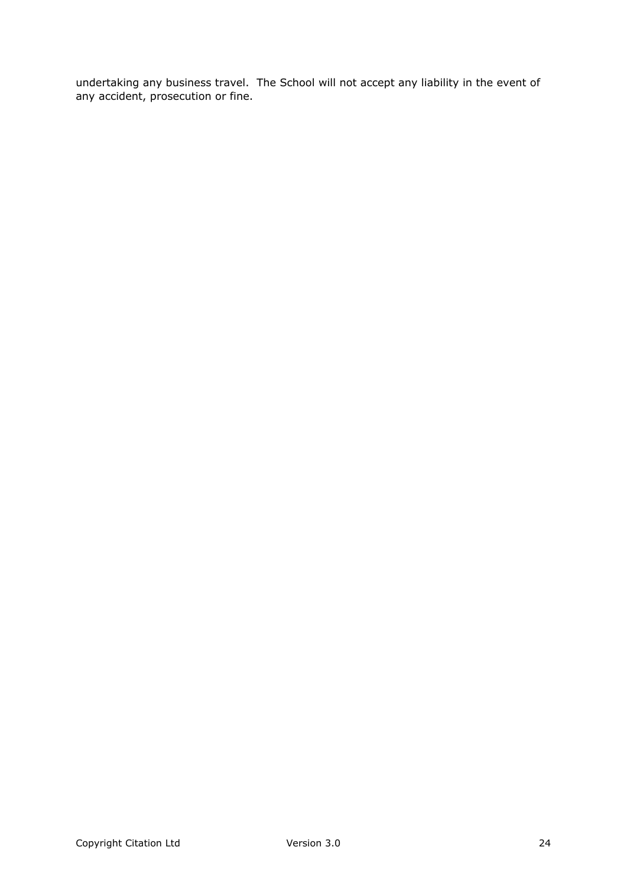undertaking any business travel.  The School will not accept any liability in the event of any accident, prosecution or fine.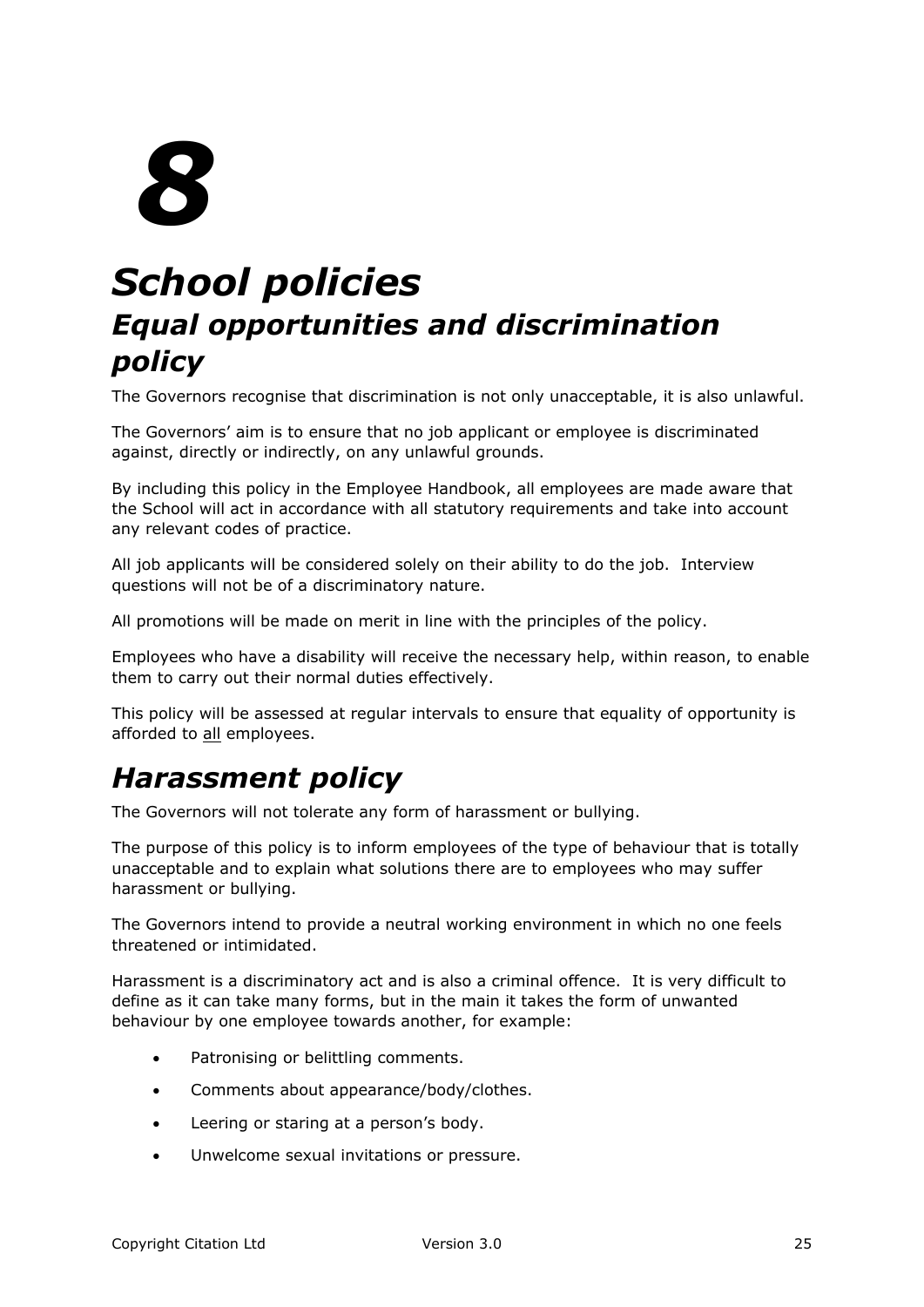# 8

# *School policies*

## *Equal opportunities and discrimination policy*

The Governors recognise that discrimination is not only unacceptable, it is also unlawful.

The Governors' aim is to ensure that no job applicant or employee is discriminated against, directly or indirectly, on any unlawful grounds.

By including this policy in the Employee Handbook, all employees are made aware that the School will act in accordance with all statutory requirements and take into account any relevant codes of practice.

All job applicants will be considered solely on their ability to do the job. Interview questions will not be of a discriminatory nature.

All promotions will be made on merit in line with the principles of the policy.

Employees who have a disability will receive the necessary help, within reason, to enable them to carry out their normal duties effectively.

This policy will be assessed at regular intervals to ensure that equality of opportunity is afforded to <u>all</u> employees.

## *Harassment policy*

The Governors will not tolerate any form of harassment or bullying.

The purpose of this policy is to inform employees of the type of behaviour that is totally unacceptable and to explain what solutions there are to employees who may suffer harassment or bullying.

The Governors intend to provide a neutral working environment in which no one feels threatened or intimidated.

Harassment is a discriminatory act and is also a criminal offence. It is very difficult to define as it can take many forms, but in the main it takes the form of unwanted behaviour by one employee towards another, for example:

- Patronising or belittling comments.
- Comments about appearance/body/clothes.
- Leering or staring at a person's body.
- Unwelcome sexual invitations or pressure.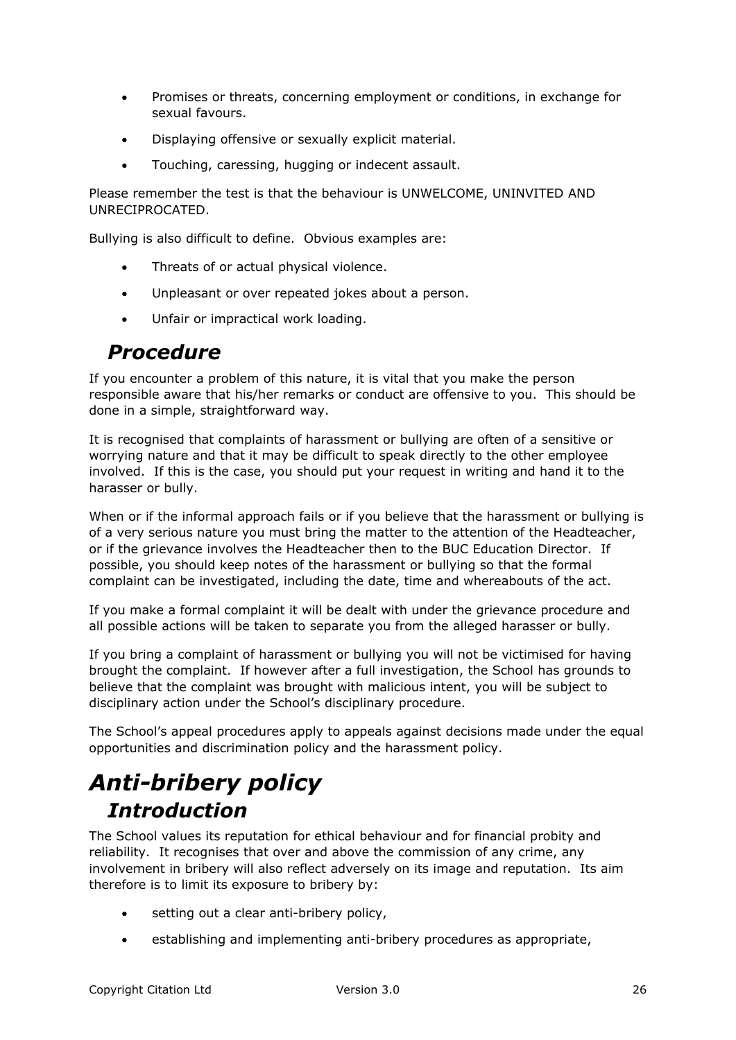- Promises or threats, concerning employment or conditions, in exchange for sexual favours.
- Displaying offensive or sexually explicit material.
- Touching, caressing, hugging or indecent assault.

Please remember the test is that the behaviour is UNWELCOME, UNINVITED AND UNRECIPROCATED.

Bullying is also difficult to define. Obvious examples are:

- Threats of or actual physical violence.
- Unpleasant or over repeated jokes about a person.
- Unfair or impractical work loading.

## *Procedure*

If you encounter a problem of this nature, it is vital that you make the person responsible aware that his/her remarks or conduct are offensive to you. This should be done in a simple, straightforward way.

It is recognised that complaints of harassment or bullying are often of a sensitive or worrying nature and that it may be difficult to speak directly to the other employee involved. If this is the case, you should put your request in writing and hand it to the harasser or bully.

When or if the informal approach fails or if you believe that the harassment or bullying is of a very serious nature you must bring the matter to the attention of the Headteacher, or if the grievance involves the Headteacher then to the BUC Education Director. If possible, you should keep notes of the harassment or bullying so that the formal complaint can be investigated, including the date, time and whereabouts of the act.

If you make a formal complaint it will be dealt with under the grievance procedure and all possible actions will be taken to separate you from the alleged harasser or bully.

If you bring a complaint of harassment or bullying you will not be victimised for having brought the complaint. If however after a full investigation, the School has grounds to believe that the complaint was brought with malicious intent, you will be subject to disciplinary action under the School's disciplinary procedure.

The School's appeal procedures apply to appeals against decisions made under the equal opportunities and discrimination policy and the harassment policy.

# *Anti-bribery policy*

## *Introduction*

The School values its reputation for ethical behaviour and for financial probity and reliability. It recognises that over and above the commission of any crime, any involvement in bribery will also reflect adversely on its image and reputation. Its aim therefore is to limit its exposure to bribery by:

- setting out a clear anti-bribery policy,
- establishing and implementing anti-bribery procedures as appropriate,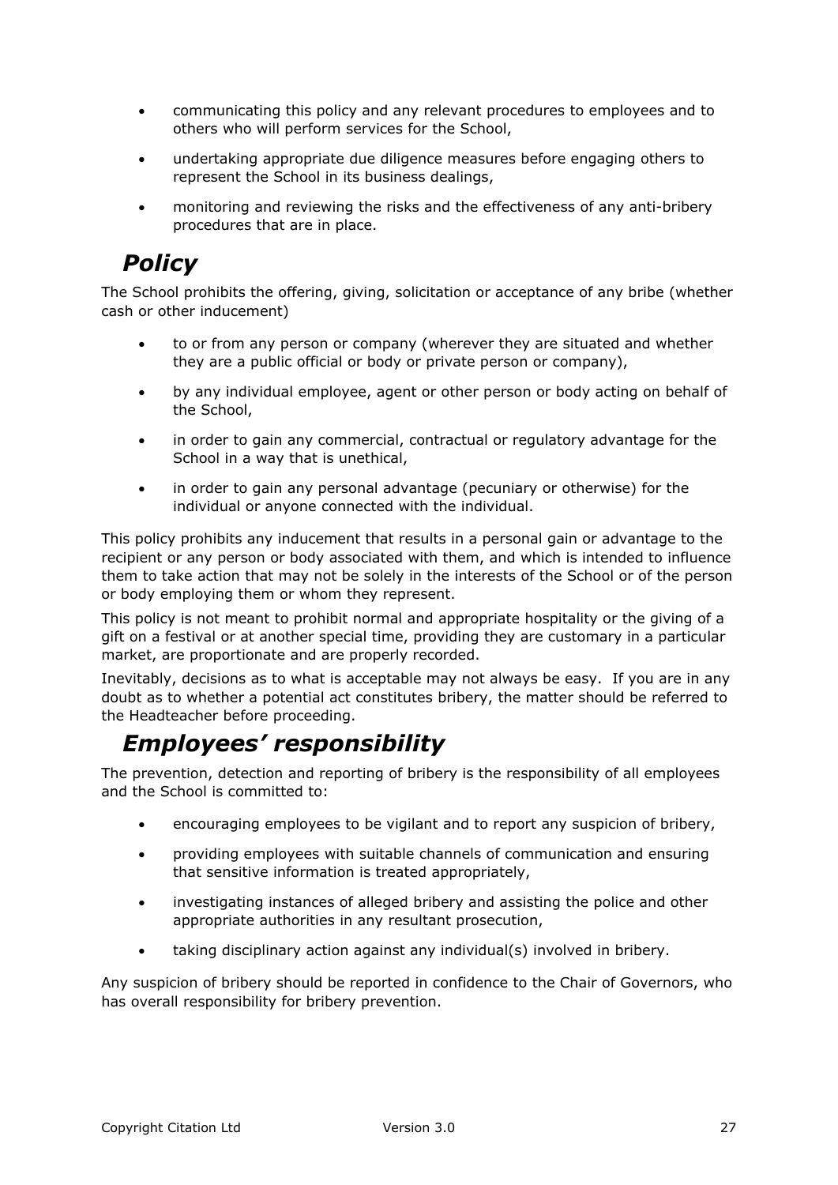- communicating this policy and any relevant procedures to employees and to others who will perform services for the School,
- undertaking appropriate due diligence measures before engaging others to represent the School in its business dealings,
- monitoring and reviewing the risks and the effectiveness of any anti-bribery procedures that are in place.

## *Policy*

The School prohibits the offering, giving, solicitation or acceptance of any bribe (whether cash or other inducement)

- to or from any person or company (wherever they are situated and whether they are a public official or body or private person or company),
- by any individual employee, agent or other person or body acting on behalf of the School,
- in order to gain any commercial, contractual or regulatory advantage for the School in a way that is unethical,
- in order to gain any personal advantage (pecuniary or otherwise) for the individual or anyone connected with the individual.

This policy prohibits any inducement that results in a personal gain or advantage to the recipient or any person or body associated with them, and which is intended to influence them to take action that may not be solely in the interests of the School or of the person or body employing them or whom they represent.

This policy is not meant to prohibit normal and appropriate hospitality or the giving of a gift on a festival or at another special time, providing they are customary in a particular market, are proportionate and are properly recorded.

Inevitably, decisions as to what is acceptable may not always be easy. If you are in any doubt as to whether a potential act constitutes bribery, the matter should be referred to the Headteacher before proceeding.

## *Employees' responsibility*

The prevention, detection and reporting of bribery is the responsibility of all employees and the School is committed to:

- encouraging employees to be vigilant and to report any suspicion of bribery,
- providing employees with suitable channels of communication and ensuring that sensitive information is treated appropriately,
- investigating instances of alleged bribery and assisting the police and other appropriate authorities in any resultant prosecution,
- taking disciplinary action against any individual(s) involved in bribery.

Any suspicion of bribery should be reported in confidence to the Chair of Governors, who has overall responsibility for bribery prevention.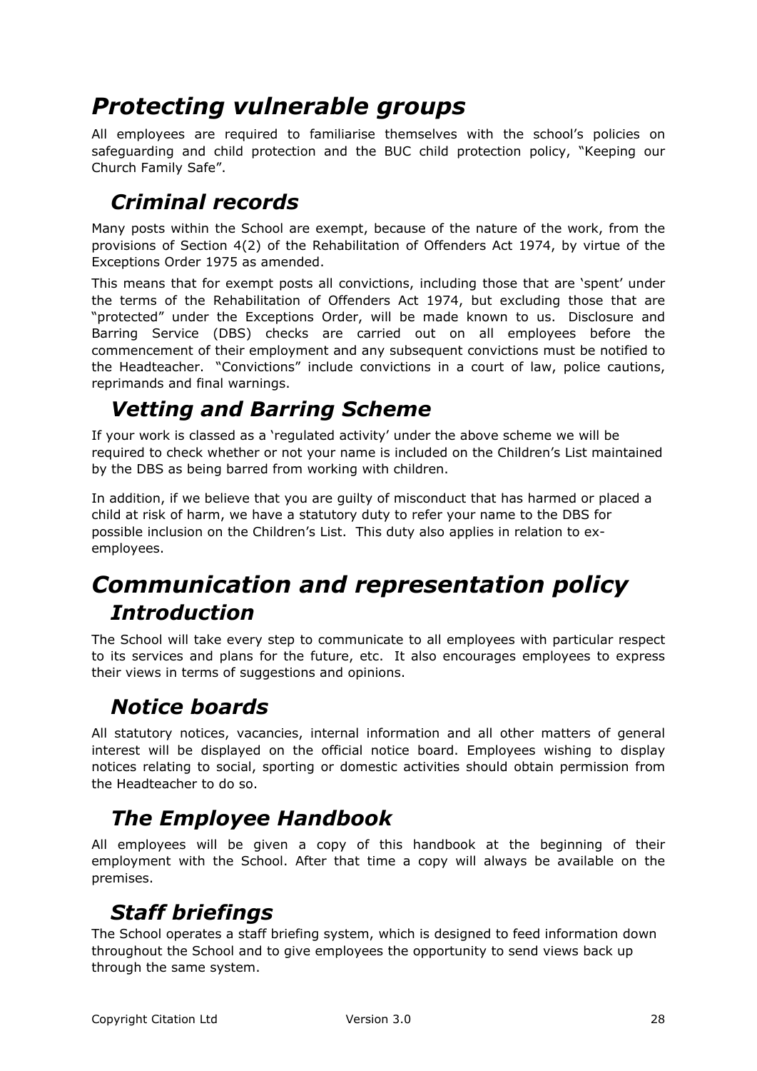# *Protecting vulnerable groups*

All employees are required to familiarise themselves with the school's policies on safeguarding and child protection and the BUC child protection policy, "Keeping our Church Family Safe".

## *Criminal records*

Many posts within the School are exempt, because of the nature of the work, from the provisions of Section 4(2) of the Rehabilitation of Offenders Act 1974, by virtue of the Exceptions Order 1975 as amended.

This means that for exempt posts all convictions, including those that are 'spent' under the terms of the Rehabilitation of Offenders Act 1974, but excluding those that are "protected" under the Exceptions Order, will be made known to us. Disclosure and Barring Service (DBS) checks are carried out on all employees before the commencement of their employment and any subsequent convictions must be notified to the Headteacher. "Convictions" include convictions in a court of law, police cautions, reprimands and final warnings.

## *Vetting and Barring Scheme*

If your work is classed as a 'regulated activity' under the above scheme we will be required to check whether or not your name is included on the Children's List maintained by the DBS as being barred from working with children.

In addition, if we believe that you are guilty of misconduct that has harmed or placed a child at risk of harm, we have a statutory duty to refer your name to the DBS for possible inclusion on the Children's List. This duty also applies in relation to ex-employees.

# *Communication and representation policy*

## *Introduction*

The School will take every step to communicate to all employees with particular respect to its services and plans for the future, etc. It also encourages employees to express their views in terms of suggestions and opinions.

## *Notice boards*

All statutory notices, vacancies, internal information and all other matters of general interest will be displayed on the official notice board. Employees wishing to display notices relating to social, sporting or domestic activities should obtain permission from the Headteacher to do so.

## *The Employee Handbook*

All employees will be given a copy of this handbook at the beginning of their employment with the School. After that time a copy will always be available on the premises.

## *Staff briefings*

The School operates a staff briefing system, which is designed to feed information down throughout the School and to give employees the opportunity to send views back up through the same system.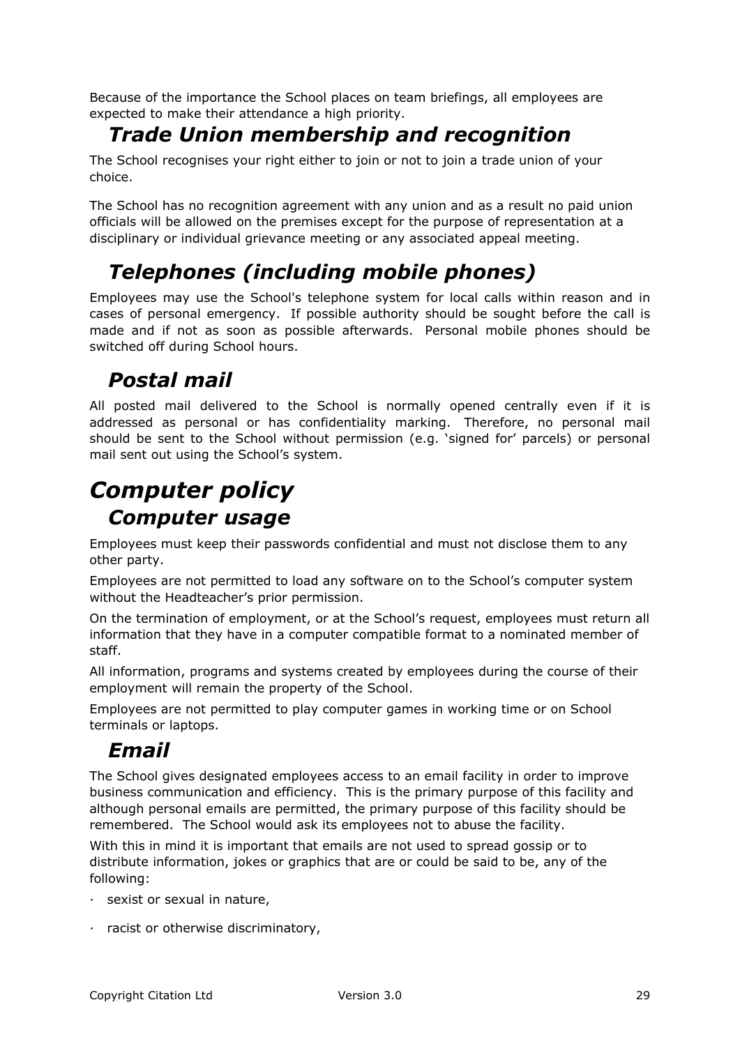Because of the importance the School places on team briefings, all employees are expected to make their attendance a high priority.

## *Trade Union membership and recognition*

The School recognises your right either to join or not to join a trade union of your choice.

The School has no recognition agreement with any union and as a result no paid union officials will be allowed on the premises except for the purpose of representation at a disciplinary or individual grievance meeting or any associated appeal meeting.

## *Telephones (including mobile phones)*

Employees may use the School's telephone system for local calls within reason and in cases of personal emergency. If possible authority should be sought before the call is made and if not as soon as possible afterwards. Personal mobile phones should be switched off during School hours.

## *Postal mail*

All posted mail delivered to the School is normally opened centrally even if it is addressed as personal or has confidentiality marking. Therefore, no personal mail should be sent to the School without permission (e.g. 'signed for' parcels) or personal mail sent out using the School's system.

# *Computer policy*

## *Computer usage*

Employees must keep their passwords confidential and must not disclose them to any other party.

Employees are not permitted to load any software on to the School's computer system without the Headteacher's prior permission.

On the termination of employment, or at the School's request, employees must return all information that they have in a computer compatible format to a nominated member of staff.

All information, programs and systems created by employees during the course of their employment will remain the property of the School.

Employees are not permitted to play computer games in working time or on School terminals or laptops.

## *Email*

The School gives designated employees access to an email facility in order to improve business communication and efficiency. This is the primary purpose of this facility and although personal emails are permitted, the primary purpose of this facility should be remembered. The School would ask its employees not to abuse the facility.

With this in mind it is important that emails are not used to spread gossip or to distribute information, jokes or graphics that are or could be said to be, any of the following:

- sexist or sexual in nature,
- racist or otherwise discriminatory,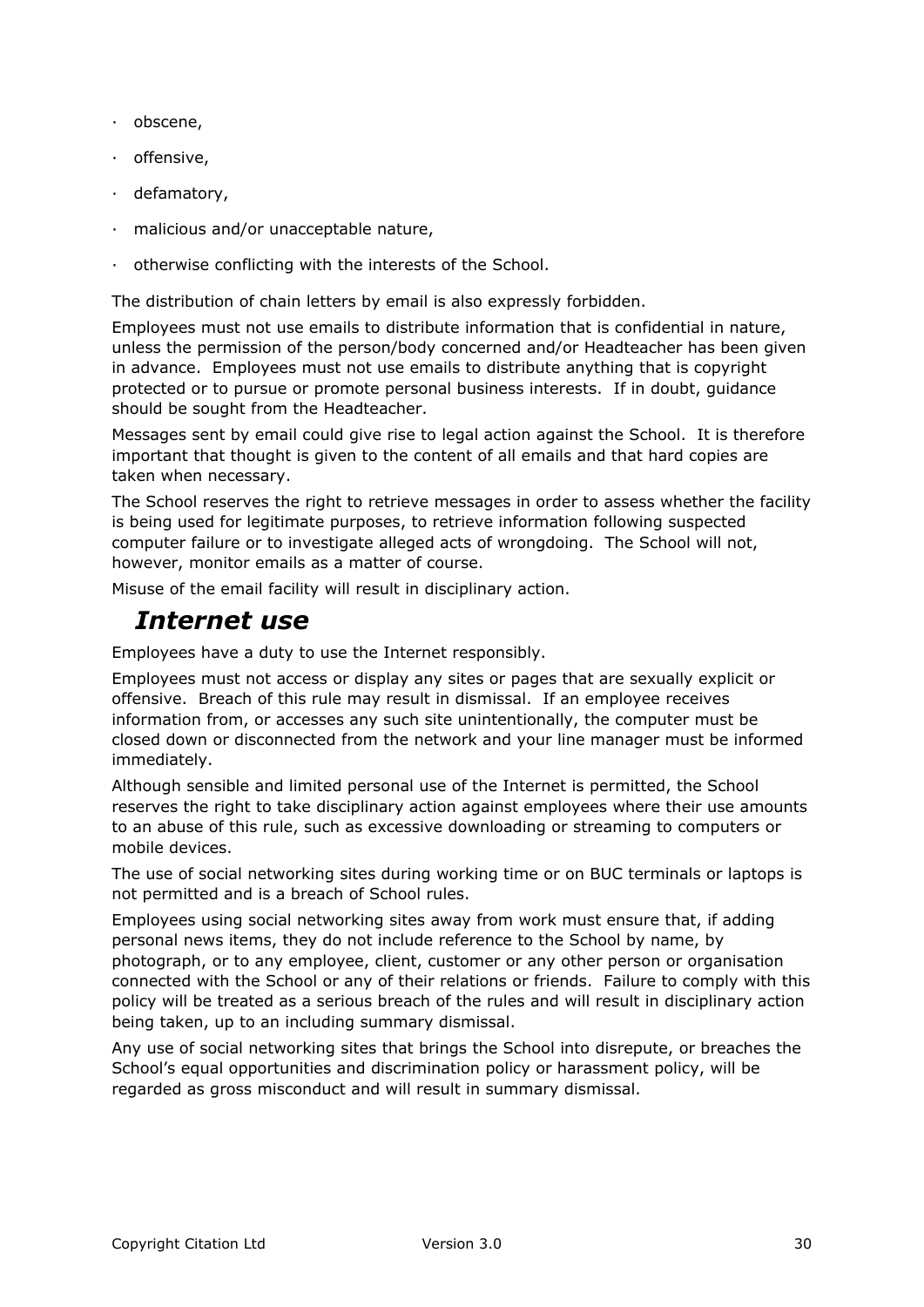- obscene,
- offensive,
- defamatory,
- malicious and/or unacceptable nature,
- otherwise conflicting with the interests of the School.

The distribution of chain letters by email is also expressly forbidden.

Employees must not use emails to distribute information that is confidential in nature, unless the permission of the person/body concerned and/or Headteacher has been given in advance. Employees must not use emails to distribute anything that is copyright protected or to pursue or promote personal business interests. If in doubt, guidance should be sought from the Headteacher.

Messages sent by email could give rise to legal action against the School. It is therefore important that thought is given to the content of all emails and that hard copies are taken when necessary.

The School reserves the right to retrieve messages in order to assess whether the facility is being used for legitimate purposes, to retrieve information following suspected computer failure or to investigate alleged acts of wrongdoing. The School will not, however, monitor emails as a matter of course.

Misuse of the email facility will result in disciplinary action.

## *Internet use*

Employees have a duty to use the Internet responsibly.

Employees must not access or display any sites or pages that are sexually explicit or offensive. Breach of this rule may result in dismissal. If an employee receives information from, or accesses any such site unintentionally, the computer must be closed down or disconnected from the network and your line manager must be informed immediately.

Although sensible and limited personal use of the Internet is permitted, the School reserves the right to take disciplinary action against employees where their use amounts to an abuse of this rule, such as excessive downloading or streaming to computers or mobile devices.

The use of social networking sites during working time or on BUC terminals or laptops is not permitted and is a breach of School rules.

Employees using social networking sites away from work must ensure that, if adding personal news items, they do not include reference to the School by name, by photograph, or to any employee, client, customer or any other person or organisation connected with the School or any of their relations or friends. Failure to comply with this policy will be treated as a serious breach of the rules and will result in disciplinary action being taken, up to an including summary dismissal.

Any use of social networking sites that brings the School into disrepute, or breaches the School's equal opportunities and discrimination policy or harassment policy, will be regarded as gross misconduct and will result in summary dismissal.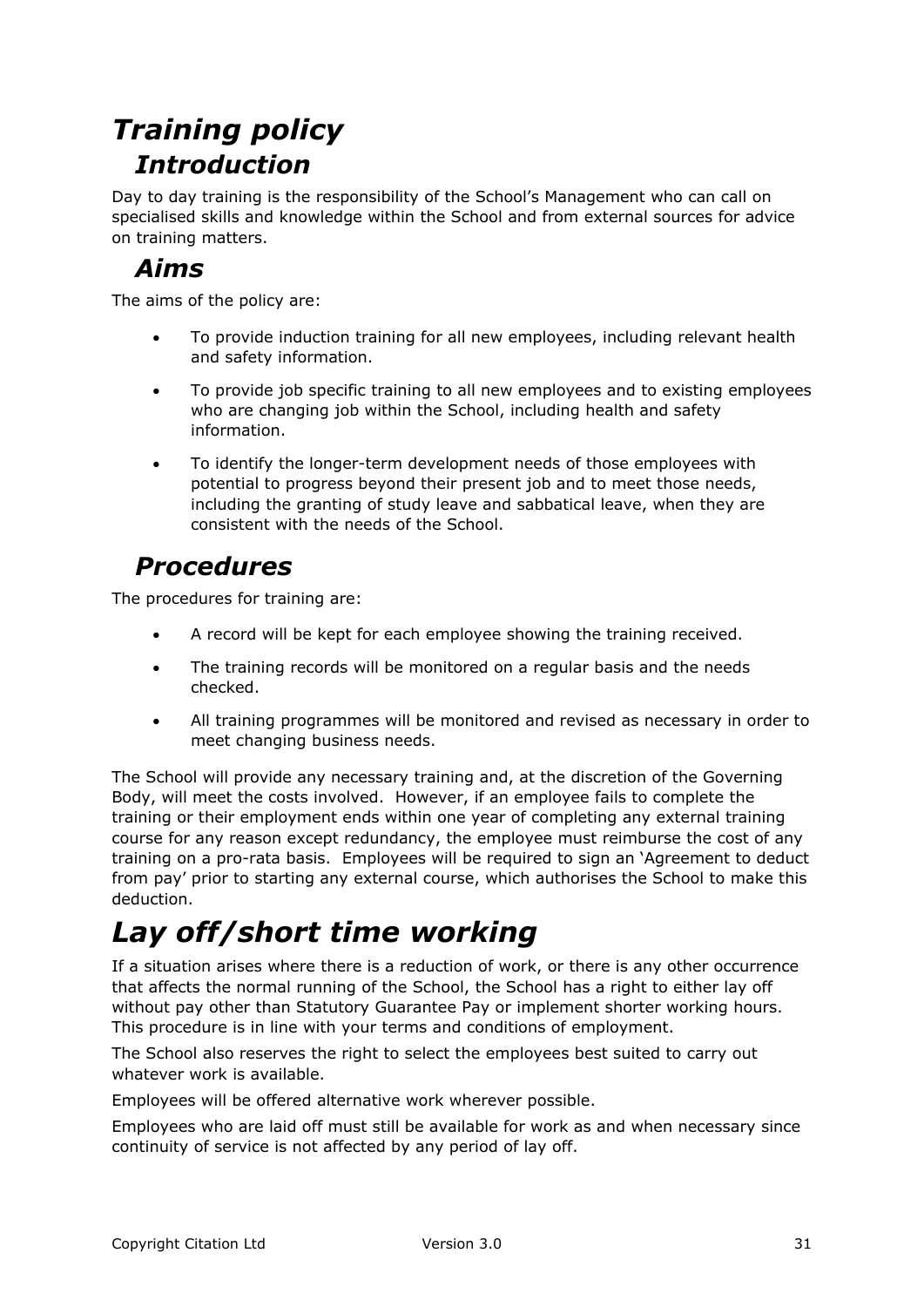# *Training policy*

## *Introduction*

Day to day training is the responsibility of the School's Management who can call on specialised skills and knowledge within the School and from external sources for advice on training matters.

## *Aims*

The aims of the policy are:

- To provide induction training for all new employees, including relevant health and safety information.
- To provide job specific training to all new employees and to existing employees who are changing job within the School, including health and safety information.
- To identify the longer-term development needs of those employees with potential to progress beyond their present job and to meet those needs, including the granting of study leave and sabbatical leave, when they are consistent with the needs of the School.

## *Procedures*

The procedures for training are:

- A record will be kept for each employee showing the training received.
- The training records will be monitored on a regular basis and the needs checked.
- All training programmes will be monitored and revised as necessary in order to meet changing business needs.

The School will provide any necessary training and, at the discretion of the Governing Body, will meet the costs involved. However, if an employee fails to complete the training or their employment ends within one year of completing any external training course for any reason except redundancy, the employee must reimburse the cost of any training on a pro-rata basis. Employees will be required to sign an 'Agreement to deduct from pay' prior to starting any external course, which authorises the School to make this deduction.

# *Lay off/short time working*

If a situation arises where there is a reduction of work, or there is any other occurrence that affects the normal running of the School, the School has a right to either lay off without pay other than Statutory Guarantee Pay or implement shorter working hours. This procedure is in line with your terms and conditions of employment.

The School also reserves the right to select the employees best suited to carry out whatever work is available.

Employees will be offered alternative work wherever possible.

Employees who are laid off must still be available for work as and when necessary since continuity of service is not affected by any period of lay off.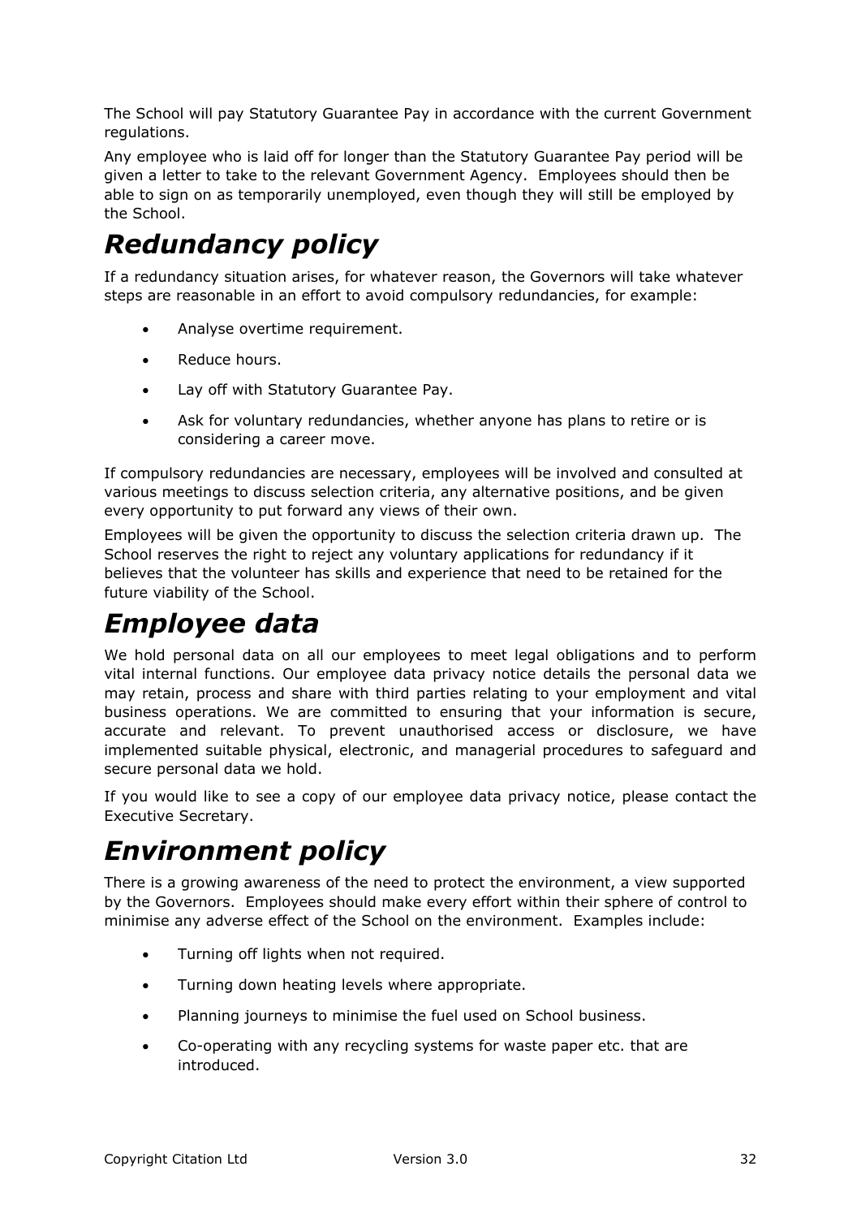The School will pay Statutory Guarantee Pay in accordance with the current Government regulations.

Any employee who is laid off for longer than the Statutory Guarantee Pay period will be given a letter to take to the relevant Government Agency. Employees should then be able to sign on as temporarily unemployed, even though they will still be employed by the School.

# *Redundancy policy*

If a redundancy situation arises, for whatever reason, the Governors will take whatever steps are reasonable in an effort to avoid compulsory redundancies, for example:

- Analyse overtime requirement.
- Reduce hours.
- Lay off with Statutory Guarantee Pay.
- Ask for voluntary redundancies, whether anyone has plans to retire or is considering a career move.

If compulsory redundancies are necessary, employees will be involved and consulted at various meetings to discuss selection criteria, any alternative positions, and be given every opportunity to put forward any views of their own.

Employees will be given the opportunity to discuss the selection criteria drawn up. The School reserves the right to reject any voluntary applications for redundancy if it believes that the volunteer has skills and experience that need to be retained for the future viability of the School.

# *Employee data*

We hold personal data on all our employees to meet legal obligations and to perform vital internal functions. Our employee data privacy notice details the personal data we may retain, process and share with third parties relating to your employment and vital business operations. We are committed to ensuring that your information is secure, accurate and relevant. To prevent unauthorised access or disclosure, we have implemented suitable physical, electronic, and managerial procedures to safeguard and secure personal data we hold.

If you would like to see a copy of our employee data privacy notice, please contact the Executive Secretary.

# *Environment policy*

There is a growing awareness of the need to protect the environment, a view supported by the Governors. Employees should make every effort within their sphere of control to minimise any adverse effect of the School on the environment. Examples include:

- Turning off lights when not required.
- Turning down heating levels where appropriate.
- Planning journeys to minimise the fuel used on School business.
- Co-operating with any recycling systems for waste paper etc. that are introduced.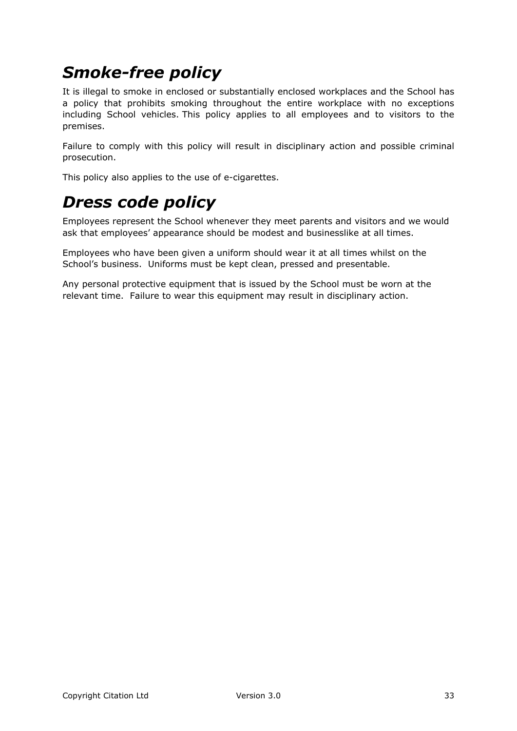## *Smoke-free policy*

It is illegal to smoke in enclosed or substantially enclosed workplaces and the School has a policy that prohibits smoking throughout the entire workplace with no exceptions including School vehicles. This policy applies to all employees and to visitors to the premises.

Failure to comply with this policy will result in disciplinary action and possible criminal prosecution.

This policy also applies to the use of e-cigarettes.

## *Dress code policy*

Employees represent the School whenever they meet parents and visitors and we would ask that employees' appearance should be modest and businesslike at all times.

Employees who have been given a uniform should wear it at all times whilst on the School's business. Uniforms must be kept clean, pressed and presentable.

Any personal protective equipment that is issued by the School must be worn at the relevant time. Failure to wear this equipment may result in disciplinary action.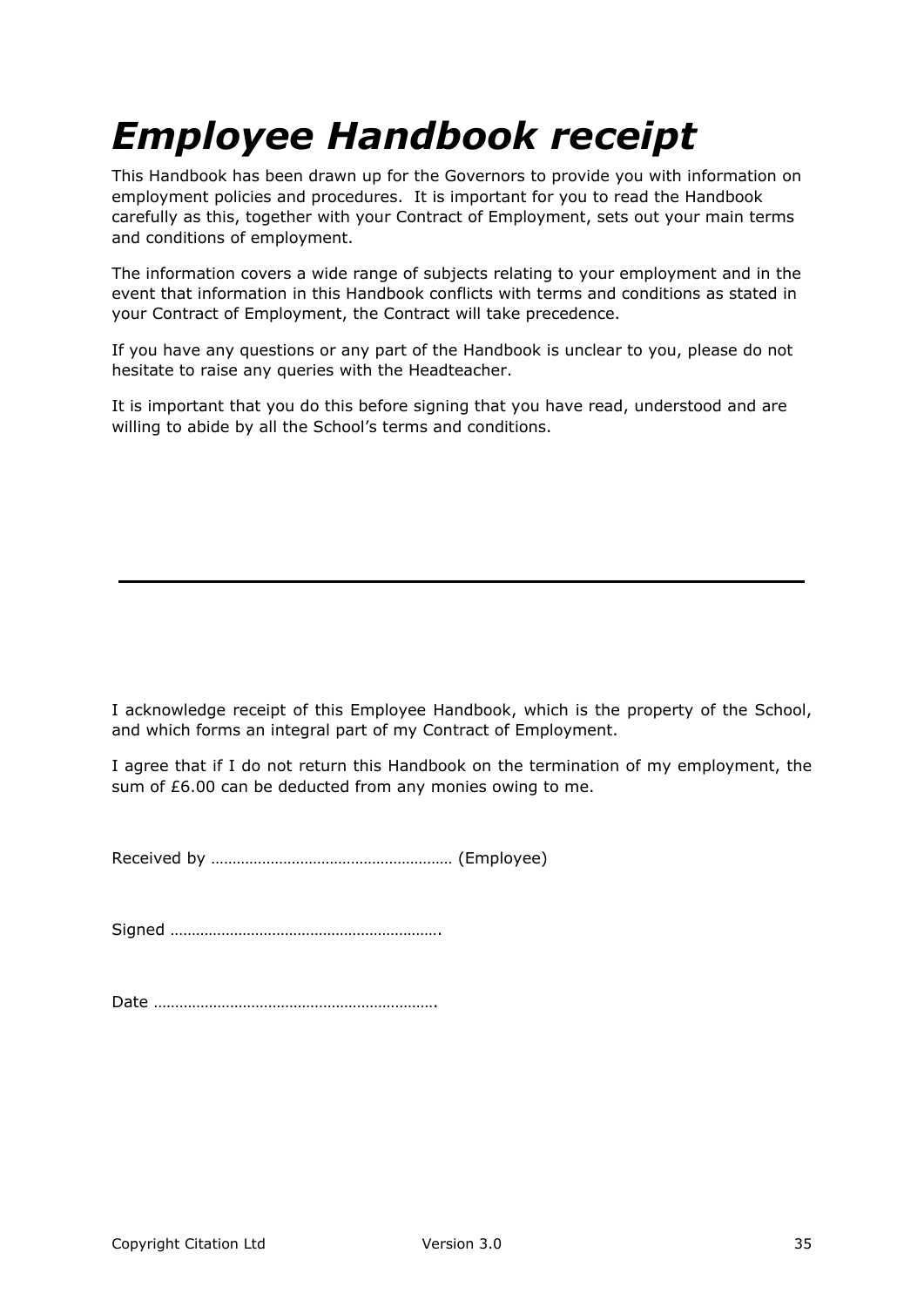# ***Employee Handbook receipt***

This Handbook has been drawn up for the Governors to provide you with information on employment policies and procedures. It is important for you to read the Handbook carefully as this, together with your Contract of Employment, sets out your main terms and conditions of employment.

The information covers a wide range of subjects relating to your employment and in the event that information in this Handbook conflicts with terms and conditions as stated in your Contract of Employment, the Contract will take precedence.

If you have any questions or any part of the Handbook is unclear to you, please do not hesitate to raise any queries with the Headteacher.

It is important that you do this before signing that you have read, understood and are willing to abide by all the School's terms and conditions.

---

I acknowledge receipt of this Employee Handbook, which is the property of the School, and which forms an integral part of my Contract of Employment.

I agree that if I do not return this Handbook on the termination of my employment, the sum of £6.00 can be deducted from any monies owing to me.

Received by ……………………………………………… (Employee)

Signed …………………………………………………….

Date ……………………………………………………….